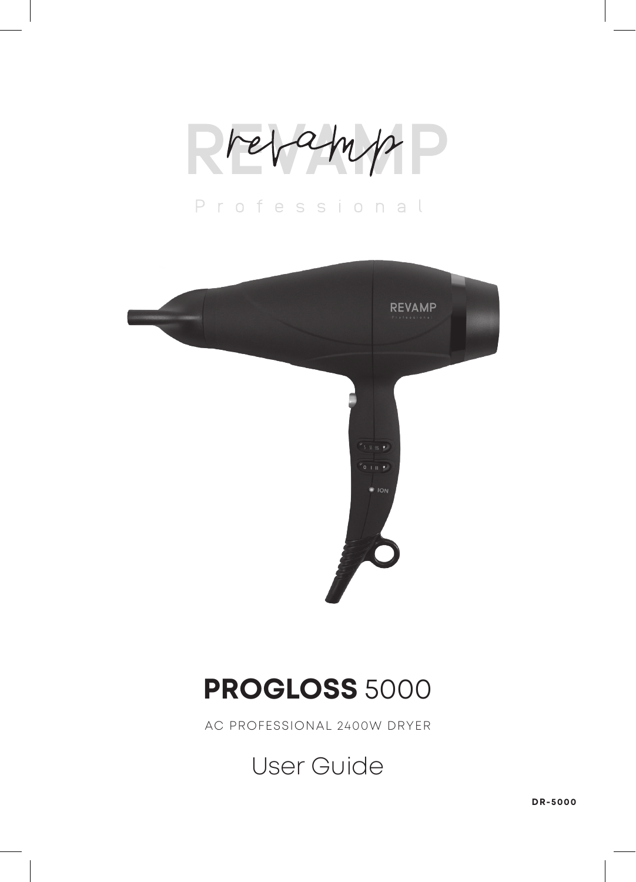# REVAMP

Professional

# PROGLOSS 5000

AC PROFESSIONAL 2400W DRYER

## User Guide

**DR-5000**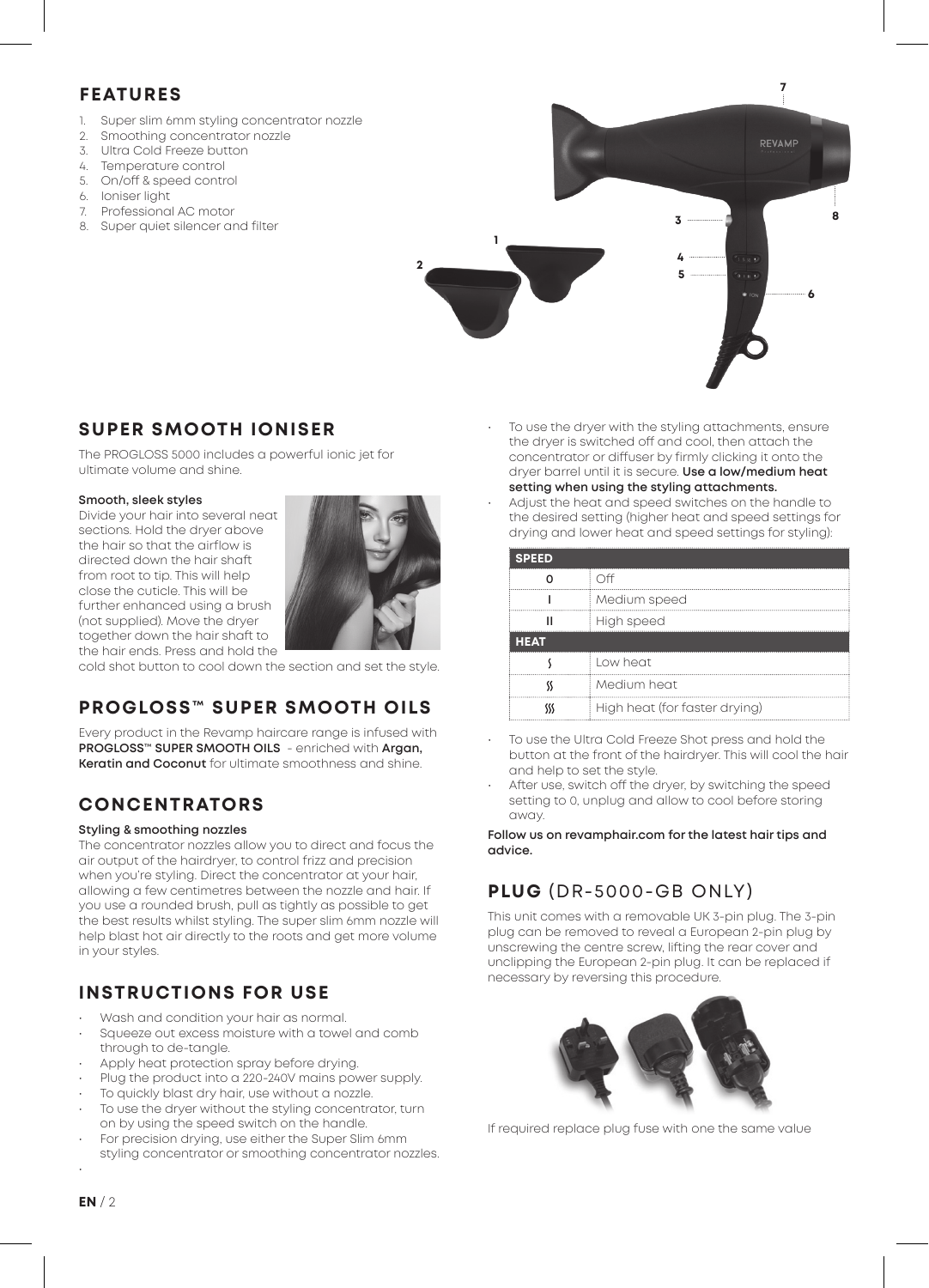## FEATURES

1. Super slim 6mm styling concentrator nozzle
2. Smoothing concentrator nozzle
3. Ultra Cold Freeze button
4. Temperature control
5. On/off & speed control
6. Ioniser light
7. Professional AC motor
8. Super quiet silencer and filter

## SUPER SMOOTH IONISER

The PROGLOSS 5000 includes a powerful ionic jet for ultimate volume and shine.

**Smooth, sleek styles**

Divide your hair into several neat sections. Hold the dryer above the hair so that the airflow is directed down the hair shaft from root to tip. This will help close the cuticle. This will be further enhanced using a brush (not supplied). Move the dryer together down the hair shaft to the hair ends. Press and hold the cold shot button to cool down the section and set the style.

## PROGLOSS™ SUPER SMOOTH OILS

Every product in the Revamp haircare range is infused with **PROGLOSS™ SUPER SMOOTH OILS** - enriched with **Argan, Keratin and Coconut** for ultimate smoothness and shine.

## CONCENTRATORS

**Styling & smoothing nozzles**

The concentrator nozzles allow you to direct and focus the air output of the hairdryer, to control frizz and precision when you're styling. Direct the concentrator at your hair, allowing a few centimetres between the nozzle and hair. If you use a rounded brush, pull as tightly as possible to get the best results whilst styling. The super slim 6mm nozzle will help blast hot air directly to the roots and get more volume in your styles.

## INSTRUCTIONS FOR USE

- Wash and condition your hair as normal.
- Squeeze out excess moisture with a towel and comb through to de-tangle.
- Apply heat protection spray before drying.
- Plug the product into a 220-240V mains power supply.
- To quickly blast dry hair, use without a nozzle.
- To use the dryer without the styling concentrator, turn on by using the speed switch on the handle.
- For precision drying, use either the Super Slim 6mm styling concentrator or smoothing concentrator nozzles.
- To use the dryer with the styling attachments, ensure the dryer is switched off and cool, then attach the concentrator or diffuser by firmly clicking it onto the dryer barrel until it is secure. **Use a low/medium heat setting when using the styling attachments.**
- Adjust the heat and speed switches on the handle to the desired setting (higher heat and speed settings for drying and lower heat and speed settings for styling):

| SPEED | |
|---|---|
| 0 | Off |
| I | Medium speed |
| II | High speed |
| **HEAT** | |
| ʃ | Low heat |
| ʃʃ | Medium heat |
| ʃʃʃ | High heat (for faster drying) |

- To use the Ultra Cold Freeze Shot press and hold the button at the front of the hairdryer. This will cool the hair and help to set the style.
- After use, switch off the dryer, by switching the speed setting to 0, unplug and allow to cool before storing away.

**Follow us on revamphair.com for the latest hair tips and advice.**

## PLUG (DR-5000-GB ONLY)

This unit comes with a removable UK 3-pin plug. The 3-pin plug can be removed to reveal a European 2-pin plug by unscrewing the centre screw, lifting the rear cover and unclipping the European 2-pin plug. It can be replaced if necessary by reversing this procedure.

If required replace plug fuse with one the same value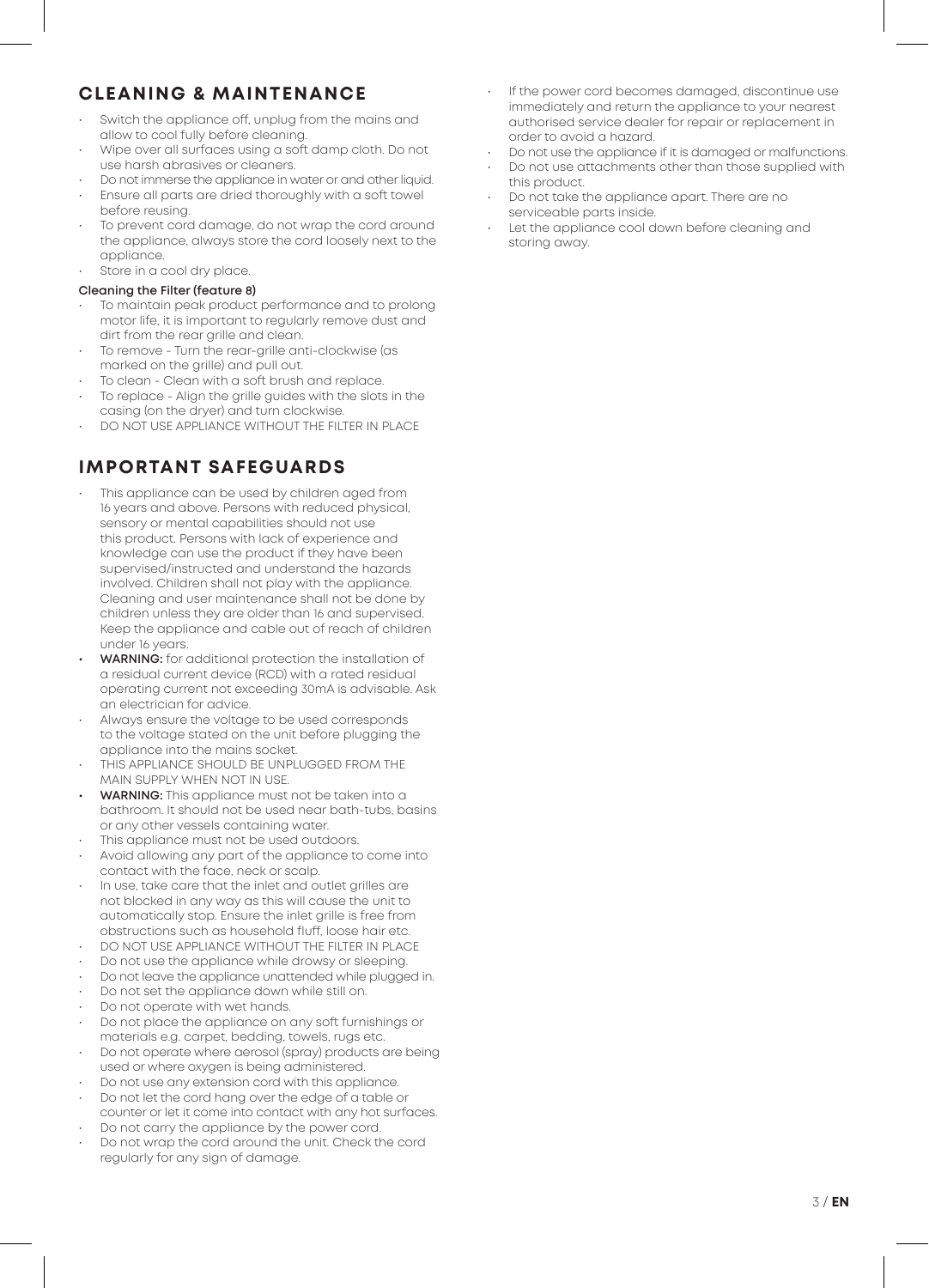## CLEANING & MAINTENANCE

- Switch the appliance off, unplug from the mains and allow to cool fully before cleaning.
- Wipe over all surfaces using a soft damp cloth. Do not use harsh abrasives or cleaners.
- Do not immerse the appliance in water or and other liquid.
- Ensure all parts are dried thoroughly with a soft towel before reusing.
- To prevent cord damage, do not wrap the cord around the appliance, always store the cord loosely next to the appliance.
- Store in a cool dry place.

**Cleaning the Filter (feature 8)**

- To maintain peak product performance and to prolong motor life, it is important to regularly remove dust and dirt from the rear grille and clean.
- To remove - Turn the rear-grille anti-clockwise (as marked on the grille) and pull out.
- To clean - Clean with a soft brush and replace.
- To replace - Align the grille guides with the slots in the casing (on the dryer) and turn clockwise.
- DO NOT USE APPLIANCE WITHOUT THE FILTER IN PLACE

## IMPORTANT SAFEGUARDS

- This appliance can be used by children aged from 16 years and above. Persons with reduced physical, sensory or mental capabilities should not use this product. Persons with lack of experience and knowledge can use the product if they have been supervised/instructed and understand the hazards involved. Children shall not play with the appliance. Cleaning and user maintenance shall not be done by children unless they are older than 16 and supervised. Keep the appliance and cable out of reach of children under 16 years.
- **WARNING:** for additional protection the installation of a residual current device (RCD) with a rated residual operating current not exceeding 30mA is advisable. Ask an electrician for advice.
- Always ensure the voltage to be used corresponds to the voltage stated on the unit before plugging the appliance into the mains socket.
- THIS APPLIANCE SHOULD BE UNPLUGGED FROM THE MAIN SUPPLY WHEN NOT IN USE.
- **WARNING:** This appliance must not be taken into a bathroom. It should not be used near bath-tubs, basins or any other vessels containing water.
- This appliance must not be used outdoors.
- Avoid allowing any part of the appliance to come into contact with the face, neck or scalp.
- In use, take care that the inlet and outlet grilles are not blocked in any way as this will cause the unit to automatically stop. Ensure the inlet grille is free from obstructions such as household fluff, loose hair etc.
- DO NOT USE APPLIANCE WITHOUT THE FILTER IN PLACE
- Do not use the appliance while drowsy or sleeping.
- Do not leave the appliance unattended while plugged in.
- Do not set the appliance down while still on.
- Do not operate with wet hands.
- Do not place the appliance on any soft furnishings or materials e.g. carpet, bedding, towels, rugs etc.
- Do not operate where aerosol (spray) products are being used or where oxygen is being administered.
- Do not use any extension cord with this appliance.
- Do not let the cord hang over the edge of a table or counter or let it come into contact with any hot surfaces.
- Do not carry the appliance by the power cord.
- Do not wrap the cord around the unit. Check the cord regularly for any sign of damage.
- If the power cord becomes damaged, discontinue use immediately and return the appliance to your nearest authorised service dealer for repair or replacement in order to avoid a hazard.
- Do not use the appliance if it is damaged or malfunctions.
- Do not use attachments other than those supplied with this product.
- Do not take the appliance apart. There are no serviceable parts inside.
- Let the appliance cool down before cleaning and storing away.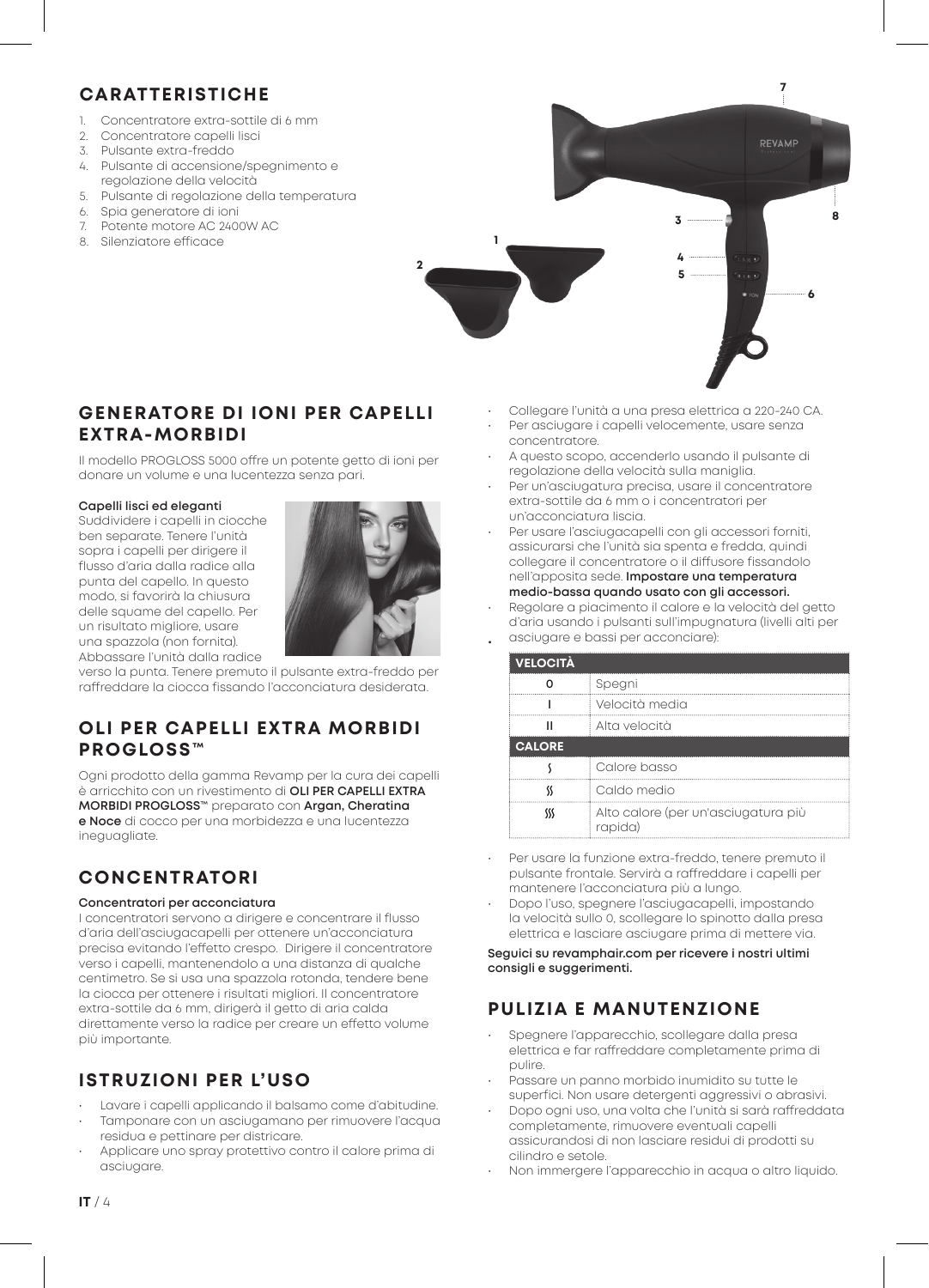## CARATTERISTICHE

1. Concentratore extra-sottile di 6 mm
2. Concentratore capelli lisci
3. Pulsante extra-freddo
4. Pulsante di accensione/spegnimento e regolazione della velocità
5. Pulsante di regolazione della temperatura
6. Spia generatore di ioni
7. Potente motore AC 2400W AC
8. Silenziatore efficace

## GENERATORE DI IONI PER CAPELLI EXTRA-MORBIDI

Il modello PROGLOSS 5000 offre un potente getto di ioni per donare un volume e una lucentezza senza pari.

**Capelli lisci ed eleganti**

Suddividere i capelli in ciocche ben separate. Tenere l'unità sopra i capelli per dirigere il flusso d'aria dalla radice alla punta del capello. In questo modo, si favorirà la chiusura delle squame del capello. Per un risultato migliore, usare una spazzola (non fornita). Abbassare l'unità dalla radice verso la punta. Tenere premuto il pulsante extra-freddo per raffreddare la ciocca fissando l'acconciatura desiderata.

## OLI PER CAPELLI EXTRA MORBIDI PROGLOSS™

Ogni prodotto della gamma Revamp per la cura dei capelli è arricchito con un rivestimento di **OLI PER CAPELLI EXTRA MORBIDI PROGLOSS™** preparato con **Argan, Cheratina e Noce** di cocco per una morbidezza e una lucentezza ineguagliate.

## CONCENTRATORI

**Concentratori per acconciatura**

I concentratori servono a dirigere e concentrare il flusso d'aria dell'asciugacapelli per ottenere un'acconciatura precisa evitando l'effetto crespo. Dirigere il concentratore verso i capelli, mantenendola a una distanza di qualche centimetro. Se si usa una spazzola rotonda, tendere bene la ciocca per ottenere i risultati migliori. Il concentratore extra-sottile da 6 mm, dirigerà il getto di aria calda direttamente verso la radice per creare un effetto volume più importante.

## ISTRUZIONI PER L'USO

- Lavare i capelli applicando il balsamo come d'abitudine.
- Tamponare con un asciugamano per rimuovere l'acqua residua e pettinare per districare.
- Applicare uno spray protettivo contro il calore prima di asciugare.
- Collegare l'unità a una presa elettrica a 220-240 CA.
- Per asciugare i capelli velocemente, usare senza concentratore.
- A questo scopo, accenderlo usando il pulsante di regolazione della velocità sulla maniglia.
- Per un'asciugatura precisa, usare il concentratore extra-sottile da 6 mm o i concentratori per un'acconciatura liscia.
- Per usare l'asciugacapelli con gli accessori forniti, assicurarsi che l'unità sia spenta e fredda, quindi collegare il concentratore o il diffusore fissandolo nell'apposita sede. **Impostare una temperatura medio-bassa quando usato con gli accessori.**
- Regolare a piacimento il calore e la velocità del getto d'aria usando i pulsanti sull'impugnatura (livelli alti per asciugare e bassi per acconciare):

| VELOCITÀ | |
|---|---|
| 0 | Spegni |
| I | Velocità media |
| II | Alta velocità |
| **CALORE** | |
| ʃ | Calore basso |
| ʃʃ | Caldo medio |
| ʃʃʃ | Alto calore (per un'asciugatura più rapida) |

- Per usare la funzione extra-freddo, tenere premuto il pulsante frontale. Servirà a raffreddare i capelli per mantenere l'acconciatura più a lungo.
- Dopo l'uso, spegnere l'asciugacapelli, impostando la velocità sullo 0, scollegare lo spinotto dalla presa elettrica e lasciare asciugare prima di mettere via.

**Seguici su revamphair.com per ricevere i nostri ultimi consigli e suggerimenti.**

## PULIZIA E MANUTENZIONE

- Spegnere l'apparecchio, scollegare dalla presa elettrica e far raffreddare completamente prima di pulire.
- Passare un panno morbido inumidito su tutte le superfici. Non usare detergenti aggressivi o abrasivi.
- Dopo ogni uso, una volta che l'unità si sarà raffreddata completamente, rimuovere eventuali capelli assicurandosi di non lasciare residui di prodotti su cilindro e setole.
- Non immergere l'apparecchio in acqua o altro liquido.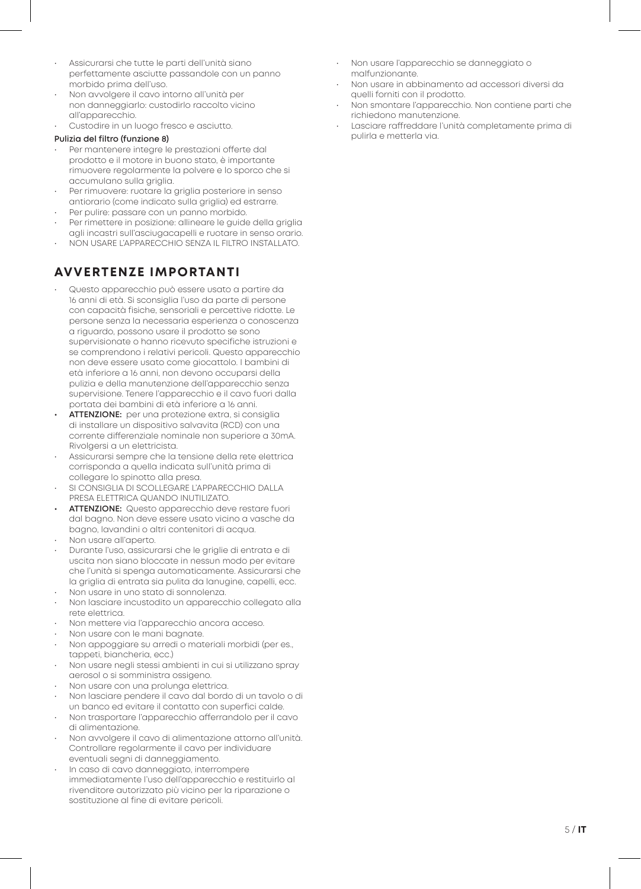- Assicurarsi che tutte le parti dell'unità siano perfettamente asciutte passandole con un panno morbido prima dell'uso.
- Non avvolgere il cavo intorno all'unità per non danneggiarlo: custodirlo raccolto vicino all'apparecchio.
- Custodire in un luogo fresco e asciutto.

**Pulizia del filtro (funzione 8)**

- Per mantenere integre le prestazioni offerte dal prodotto e il motore in buono stato, è importante rimuovere regolarmente la polvere e lo sporco che si accumulano sulla griglia.
- Per rimuovere: ruotare la griglia posteriore in senso antiorario (come indicato sulla griglia) ed estrarre.
- Per pulire: passare con un panno morbido.
- Per rimettere in posizione: allineare le guide della griglia agli incastri sull'asciugacapelli e ruotare in senso orario.
- NON USARE L'APPARECCHIO SENZA IL FILTRO INSTALLATO.

## AVVERTENZE IMPORTANTI

- Questo apparecchio può essere usato a partire da 16 anni di età. Si sconsiglia l'uso da parte di persone con capacità fisiche, sensoriali e percettive ridotte. Le persone senza la necessaria esperienza o conoscenza a riguardo, possono usare il prodotto se sono supervisionate o hanno ricevuto specifiche istruzioni e se comprendono i relativi pericoli. Questo apparecchio non deve essere usato come giocattolo. I bambini di età inferiore a 16 anni, non devono occuparsi della pulizia e della manutenzione dell'apparecchio senza supervisione. Tenere l'apparecchio e il cavo fuori dalla portata dei bambini di età inferiore a 16 anni.
- **ATTENZIONE:** per una protezione extra, si consiglia di installare un dispositivo salvavita (RCD) con una corrente differenziale nominale non superiore a 30mA. Rivolgersi a un elettricista.
- Assicurarsi sempre che la tensione della rete elettrica corrisponda a quella indicata sull'unità prima di collegare lo spinotto alla presa.
- SI CONSIGLIA DI SCOLLEGARE L'APPARECCHIO DALLA PRESA ELETTRICA QUANDO INUTILIZZATO.
- **ATTENZIONE:** Questo apparecchio deve restare fuori dal bagno. Non deve essere usato vicino a vasche da bagno, lavandini o altri contenitori di acqua.
- Non usare all'aperto.
- Durante l'uso, assicurarsi che le griglie di entrata e di uscita non siano bloccate in nessun modo per evitare che l'unità si spenga automaticamente. Assicurarsi che la griglia di entrata sia pulita da lanugine, capelli, ecc.
- Non usare in uno stato di sonnolenza.
- Non lasciare incustodito un apparecchio collegato alla rete elettrica.
- Non mettere via l'apparecchio ancora acceso.
- Non usare con le mani bagnate.
- Non appoggiare su arredi o materiali morbidi (per es., tappeti, biancheria, ecc.)
- Non usare negli stessi ambienti in cui si utilizzano spray aerosol o si somministra ossigeno.
- Non usare con una prolunga elettrica.
- Non lasciare pendere il cavo dal bordo di un tavolo o di un banco ed evitare il contatto con superfici calde.
- Non trasportare l'apparecchio afferrandolo per il cavo di alimentazione.
- Non avvolgere il cavo di alimentazione attorno all'unità. Controllare regolarmente il cavo per individuare eventuali segni di danneggiamento.
- In caso di cavo danneggiato, interrompere immediatamente l'uso dell'apparecchio e restituirlo al rivenditore autorizzato più vicino per la riparazione o sostituzione al fine di evitare pericoli.
- Non usare l'apparecchio se danneggiato o malfunzionante.
- Non usare in abbinamento ad accessori diversi da quelli forniti con il prodotto.
- Non smontare l'apparecchio. Non contiene parti che richiedono manutenzione.
- Lasciare raffreddare l'unità completamente prima di pulirla e metterla via.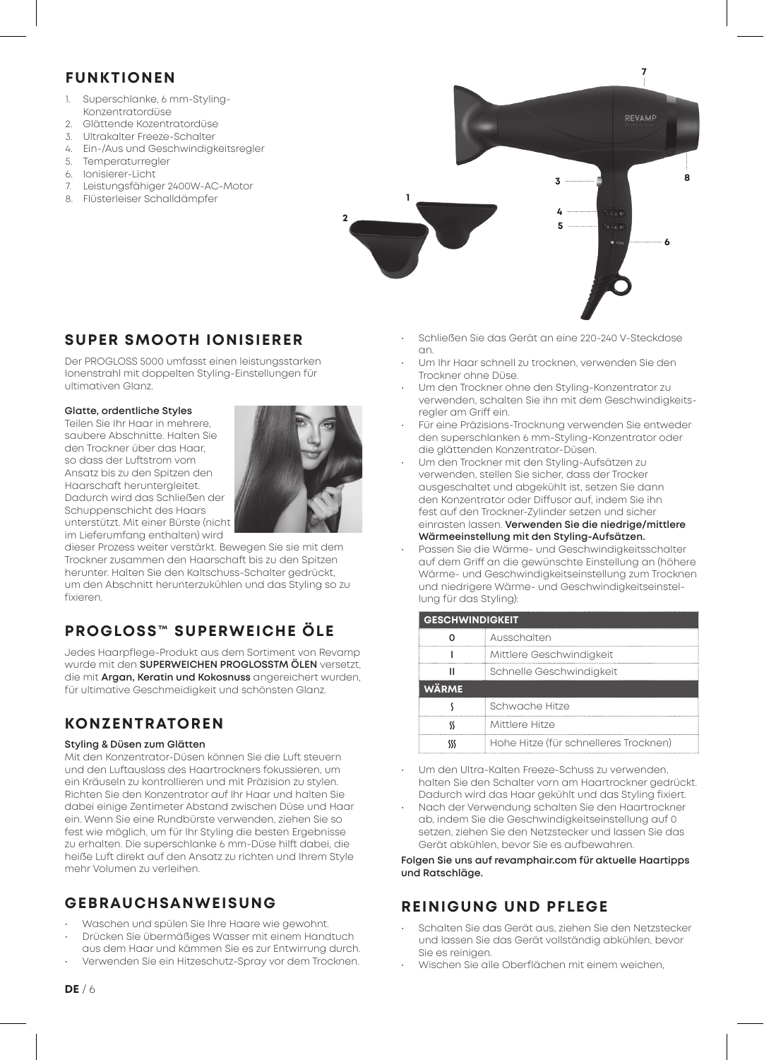## FUNKTIONEN

1. Superschlanke, 6 mm-Styling-Konzentratordüse
2. Glättende Kozentratordüse
3. Ultrakalter Freeze-Schalter
4. Ein-/Aus und Geschwindigkeitsregler
5. Temperaturregler
6. Ionisierer-Licht
7. Leistungsfähiger 2400W-AC-Motor
8. Flüsterleiser Schalldämpfer

## SUPER SMOOTH IONISIERER

Der PROGLOSS 5000 umfasst einen leistungsstarken Ionenstrahl mit doppelten Styling-Einstellungen für ultimativen Glanz.

**Glatte, ordentliche Styles**

Teilen Sie Ihr Haar in mehrere, saubere Abschnitte. Halten Sie den Trockner über das Haar, so dass der Luftstrom vom Ansatz bis zu den Spitzen den Haarschaft heruntergleitet. Dadurch wird das Schließen der Schuppenschicht des Haars unterstützt. Mit einer Bürste (nicht im Lieferumfang enthalten) wird dieser Prozess weiter verstärkt. Bewegen Sie sie mit dem Trockner zusammen den Haarschaft bis zu den Spitzen herunter. Halten Sie den Kaltschuss-Schalter gedrückt, um den Abschnitt herunterzukühlen und das Styling so zu fixieren.

## PROGLOSS™ SUPERWEICHE ÖLE

Jedes Haarpflege-Produkt aus dem Sortiment von Revamp wurde mit den **SUPERWEICHEN PROGLOSSTM ÖLEN** versetzt, die mit **Argan, Keratin und Kokosnuss** angereichert wurden, für ultimative Geschmeidigkeit und schönsten Glanz.

## KONZENTRATOREN

**Styling & Düsen zum Glätten**

Mit den Konzentrator-Düsen können Sie die Luft steuern und den Luftauslass des Haartrockners fokussieren, um ein Kräuseln zu kontrollieren und mit Präzision zu stylen. Richten Sie den Konzentrator auf Ihr Haar und halten Sie dabei einige Zentimeter Abstand zwischen Düse und Haar ein. Wenn Sie eine Rundbürste verwenden, ziehen Sie so fest wie möglich, um für Ihr Styling die besten Ergebnisse zu erhalten. Die superschlanke 6 mm-Düse hilft dabei, die heiße Luft direkt auf den Ansatz zu richten und Ihrem Style mehr Volumen zu verleihen.

## GEBRAUCHSANWEISUNG

- Waschen und spülen Sie Ihre Haare wie gewohnt.
- Drücken Sie übermäßiges Wasser mit einem Handtuch aus dem Haar und kämmen Sie es zur Entwirrung durch.
- Verwenden Sie ein Hitzeschutz-Spray vor dem Trocknen.
- Schließen Sie das Gerät an eine 220-240 V-Steckdose an.
- Um Ihr Haar schnell zu trocknen, verwenden Sie den Trockner ohne Düse.
- Um den Trockner ohne den Styling-Konzentrator zu verwenden, schalten Sie ihn mit dem Geschwindigkeitsregler am Griff ein.
- Für eine Präzisions-Trocknung verwenden Sie entweder den superschlanken 6 mm-Styling-Konzentrator oder die glättenden Konzentrator-Düsen.
- Um den Trockner mit den Styling-Aufsätzen zu verwenden, stellen Sie sicher, dass der Trocker ausgeschaltet und abgekühlt ist, setzen Sie dann den Konzentrator oder Diffusor auf, indem Sie ihn fest auf den Trockner-Zylinder setzen und sicher einrasten lassen. **Verwenden Sie die niedrige/mittlere Wärmeeinstellung mit den Styling-Aufsätzen.**
- Passen Sie die Wärme- und Geschwindigkeitsschalter auf dem Griff an die gewünschte Einstellung an (höhere Wärme- und Geschwindigkeitseinstellung zum Trocknen und niedrigere Wärme- und Geschwindigkeitseinstellung für das Styling):

| GESCHWINDIGKEIT | |
|---|---|
| 0 | Ausschalten |
| I | Mittlere Geschwindigkeit |
| II | Schnelle Geschwindigkeit |
| **WÄRME** | |
| ʃ | Schwache Hitze |
| ʃʃ | Mittlere Hitze |
| ʃʃʃ | Hohe Hitze (für schnelleres Trocknen) |

- Um den Ultra-Kalten Freeze-Schuss zu verwenden, halten Sie den Schalter vorn am Haartrockner gedrückt. Dadurch wird das Haar gekühlt und das Styling fixiert.
- Nach der Verwendung schalten Sie den Haartrockner ab, indem Sie die Geschwindigkeitseinstellung auf 0 setzen, ziehen Sie den Netzstecker und lassen Sie das Gerät abkühlen, bevor Sie es aufbewahren.

**Folgen Sie uns auf revamphair.com für aktuelle Haartipps und Ratschläge.**

## REINIGUNG UND PFLEGE

- Schalten Sie das Gerät aus, ziehen Sie den Netzstecker und lassen Sie das Gerät vollständig abkühlen, bevor Sie es reinigen.
- Wischen Sie alle Oberflächen mit einem weichen,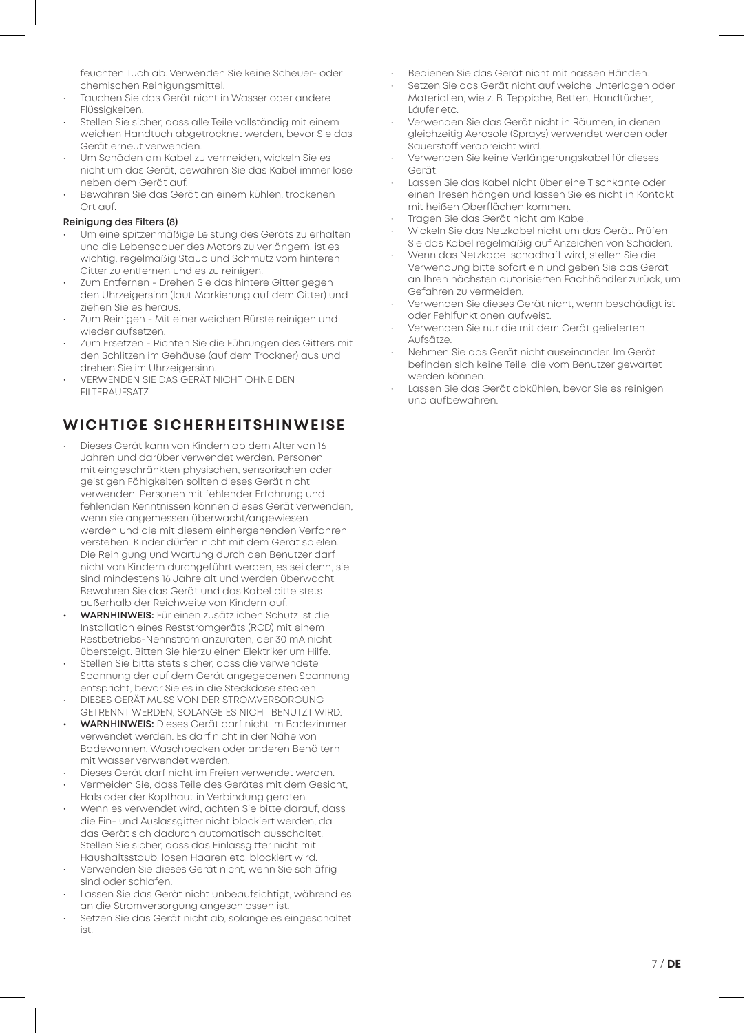feuchten Tuch ab. Verwenden Sie keine Scheuer- oder chemischen Reinigungsmittel.

- Tauchen Sie das Gerät nicht in Wasser oder andere Flüssigkeiten.
- Stellen Sie sicher, dass alle Teile vollständig mit einem weichen Handtuch abgetrocknet werden, bevor Sie das Gerät erneut verwenden.
- Um Schäden am Kabel zu vermeiden, wickeln Sie es nicht um das Gerät, bewahren Sie das Kabel immer lose neben dem Gerät auf.
- Bewahren Sie das Gerät an einem kühlen, trockenen Ort auf.

**Reinigung des Filters (8)**

- Um eine spitzenmäßige Leistung des Geräts zu erhalten und die Lebensdauer des Motors zu verlängern, ist es wichtig, regelmäßig Staub und Schmutz vom hinteren Gitter zu entfernen und es zu reinigen.
- Zum Entfernen - Drehen Sie das hintere Gitter gegen den Uhrzeigersinn (laut Markierung auf dem Gitter) und ziehen Sie es heraus.
- Zum Reinigen - Mit einer weichen Bürste reinigen und wieder aufsetzen.
- Zum Ersetzen - Richten Sie die Führungen des Gitters mit den Schlitzen im Gehäuse (auf dem Trockner) aus und drehen Sie im Uhrzeigersinn.
- VERWENDEN SIE DAS GERÄT NICHT OHNE DEN FILTERAUFSATZ

## WICHTIGE SICHERHEITSHINWEISE

- Dieses Gerät kann von Kindern ab dem Alter von 16 Jahren und darüber verwendet werden. Personen mit eingeschränkten physischen, sensorischen oder geistigen Fähigkeiten sollten dieses Gerät nicht verwenden. Personen mit fehlender Erfahrung und fehlenden Kenntnissen können dieses Gerät verwenden, wenn sie angemessen überwacht/angewiesen werden und die mit diesem einhergehenden Verfahren verstehen. Kinder dürfen nicht mit dem Gerät spielen. Die Reinigung und Wartung durch den Benutzer darf nicht von Kindern durchgeführt werden, es sei denn, sie sind mindestens 16 Jahre alt und werden überwacht. Bewahren Sie das Gerät und das Kabel bitte stets außerhalb der Reichweite von Kindern auf.
- **WARNHINWEIS:** Für einen zusätzlichen Schutz ist die Installation eines Reststromgeräts (RCD) mit einem Restbetriebs-Nennstrom anzuraten, der 30 mA nicht übersteigt. Bitten Sie hierzu einen Elektriker um Hilfe.
- Stellen Sie bitte stets sicher, dass die verwendete Spannung der auf dem Gerät angegebenen Spannung entspricht, bevor Sie es in die Steckdose stecken.
- DIESES GERÄT MUSS VON DER STROMVERSORGUNG GETRENNT WERDEN, SOLANGE ES NICHT BENUTZT WIRD.
- **WARNHINWEIS:** Dieses Gerät darf nicht im Badezimmer verwendet werden. Es darf nicht in der Nähe von Badewannen, Waschbecken oder anderen Behältern mit Wasser verwendet werden.
- Dieses Gerät darf nicht im Freien verwendet werden.
- Vermeiden Sie, dass Teile des Gerätes mit dem Gesicht, Hals oder der Kopfhaut in Verbindung geraten.
- Wenn es verwendet wird, achten Sie bitte darauf, dass die Ein- und Auslassgitter nicht blockiert werden, da das Gerät sich dadurch automatisch ausschaltet. Stellen Sie sicher, dass das Einlassgitter nicht mit Haushaltsstaub, losen Haaren etc. blockiert wird.
- Verwenden Sie dieses Gerät nicht, wenn Sie schläfrig sind oder schlafen.
- Lassen Sie das Gerät nicht unbeaufsichtigt, während es an die Stromversorgung angeschlossen ist.
- Setzen Sie das Gerät nicht ab, solange es eingeschaltet ist.
- Bedienen Sie das Gerät nicht mit nassen Händen.
- Setzen Sie das Gerät nicht auf weiche Unterlagen oder Materialien, wie z. B. Teppiche, Betten, Handtücher, Läufer etc.
- Verwenden Sie das Gerät nicht in Räumen, in denen gleichzeitig Aerosole (Sprays) verwendet werden oder Sauerstoff verabreicht wird.
- Verwenden Sie keine Verlängerungskabel für dieses Gerät.
- Lassen Sie das Kabel nicht über eine Tischkante oder einen Tresen hängen und lassen Sie es nicht in Kontakt mit heißen Oberflächen kommen.
- Tragen Sie das Gerät nicht am Kabel.
- Wickeln Sie das Netzkabel nicht um das Gerät. Prüfen Sie das Kabel regelmäßig auf Anzeichen von Schäden.
- Wenn das Netzkabel schadhaft wird, stellen Sie die Verwendung bitte sofort ein und geben Sie das Gerät an Ihren nächsten autorisierten Fachhändler zurück, um Gefahren zu vermeiden.
- Verwenden Sie dieses Gerät nicht, wenn beschädigt ist oder Fehlfunktionen aufweist.
- Verwenden Sie nur die mit dem Gerät gelieferten Aufsätze.
- Nehmen Sie das Gerät nicht auseinander. Im Gerät befinden sich keine Teile, die vom Benutzer gewartet werden können.
- Lassen Sie das Gerät abkühlen, bevor Sie es reinigen und aufbewahren.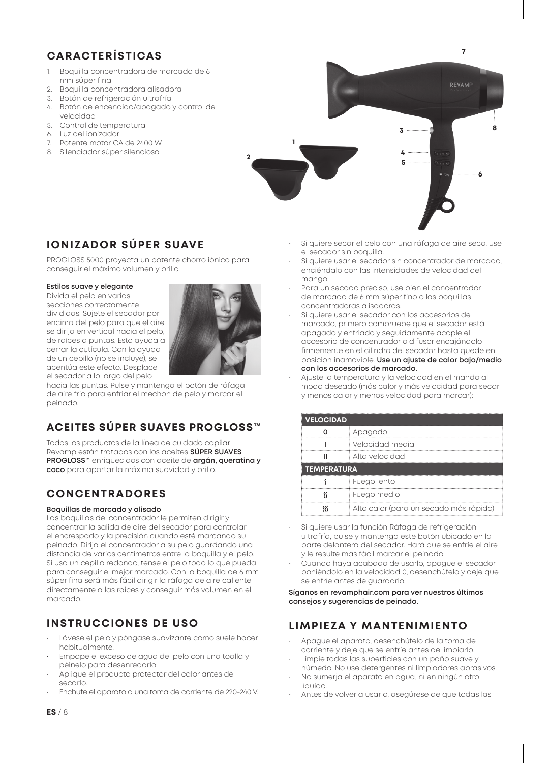## CARACTERÍSTICAS

1. Boquilla concentradora de marcado de 6 mm súper fina
2. Boquilla concentradora alisadora
3. Botón de refrigeración ultrafría
4. Botón de encendido/apagado y control de velocidad
5. Control de temperatura
6. Luz del ionizador
7. Potente motor CA de 2400 W
8. Silenciador súper silencioso

## IONIZADOR SÚPER SUAVE

PROGLOSS 5000 proyecta un potente chorro iónico para conseguir el máximo volumen y brillo.

**Estilos suave y elegante**

Divida el pelo en varias secciones correctamente divididas. Sujete el secador por encima del pelo para que el aire se dirija en vertical hacia el pelo, de raíces a puntas. Esto ayuda a cerrar la cutícula. Con la ayuda de un cepillo (no se incluye), se acentúa este efecto. Desplace el secador a lo largo del pelo hacia las puntas. Pulse y mantenga el botón de ráfaga de aire frío para enfriar el mechón de pelo y marcar el peinado.

## ACEITES SÚPER SUAVES PROGLOSS™

Todos los productos de la línea de cuidado capilar Revamp están tratados con los aceites **SÚPER SUAVES PROGLOSS™** enriquecidos con aceite de **argán, queratina y coco** para aportar la máxima suavidad y brillo.

## CONCENTRADORES

**Boquillas de marcado y alisado**

Las boquillas del concentrador le permiten dirigir y concentrar la salida de aire del secador para controlar el encrespado y la precisión cuando esté marcando su peinado. Dirija el concentrador a su pelo guardando una distancia de varios centímetros entre la boquilla y el pelo. Si usa un cepillo redondo, tense el pelo todo lo que pueda para conseguir el mejor marcado. Con la boquilla de 6 mm súper fina será más fácil dirigir la ráfaga de aire caliente directamente a las raíces y conseguir más volumen en el marcado.

## INSTRUCCIONES DE USO

- Lávese el pelo y póngase suavizante como suele hacer habitualmente.
- Empape el exceso de agua del pelo con una toalla y péinelo para desenredarlo.
- Aplique el producto protector del calor antes de secarlo.
- Enchufe el aparato a una toma de corriente de 220-240 V.
- Si quiere secar el pelo con una ráfaga de aire seco, use el secador sin boquilla.
- Si quiere usar el secador sin concentrador de marcado, enciéndalo con las intensidades de velocidad del mango.
- Para un secado preciso, use bien el concentrador de marcado de 6 mm súper fino o las boquillas concentradoras alisadoras.
- Si quiere usar el secador con los accesorios de marcado, primero compruebe que el secador está apagado y enfriado y seguidamente acople el accesorio de concentrador o difusor encajándolo firmemente en el cilindro del secador hasta quede en posición inamovible. **Use un ajuste de calor bajo/medio con los accesorios de marcado.**
- Ajuste la temperatura y la velocidad en el mando al modo deseado (más calor y más velocidad para secar y menos calor y menos velocidad para marcar):

| VELOCIDAD | |
|---|---|
| 0 | Apagado |
| I | Velocidad media |
| II | Alta velocidad |
| **TEMPERATURA** | |
| ʃ | Fuego lento |
| ʃʃ | Fuego medio |
| ʃʃʃ | Alto calor (para un secado más rápido) |

- Si quiere usar la función Ráfaga de refrigeración ultrafría, pulse y mantenga este botón ubicado en la parte delantera del secador. Hará que se enfríe el aire y le resulte más fácil marcar el peinado.
- Cuando haya acabado de usarlo, apague el secador poniéndolo en la velocidad 0, desenchúfelo y deje que se enfríe antes de guardarlo.

**Síganos en revamphair.com para ver nuestros últimos consejos y sugerencias de peinado.**

## LIMPIEZA Y MANTENIMIENTO

- Apague el aparato, desenchúfelo de la toma de corriente y deje que se enfríe antes de limpiarlo.
- Limpie todas las superficies con un paño suave y húmedo. No use detergentes ni limpiadores abrasivos.
- No sumerja el aparato en agua, ni en ningún otro líquido.
- Antes de volver a usarlo, asegúrese de que todas las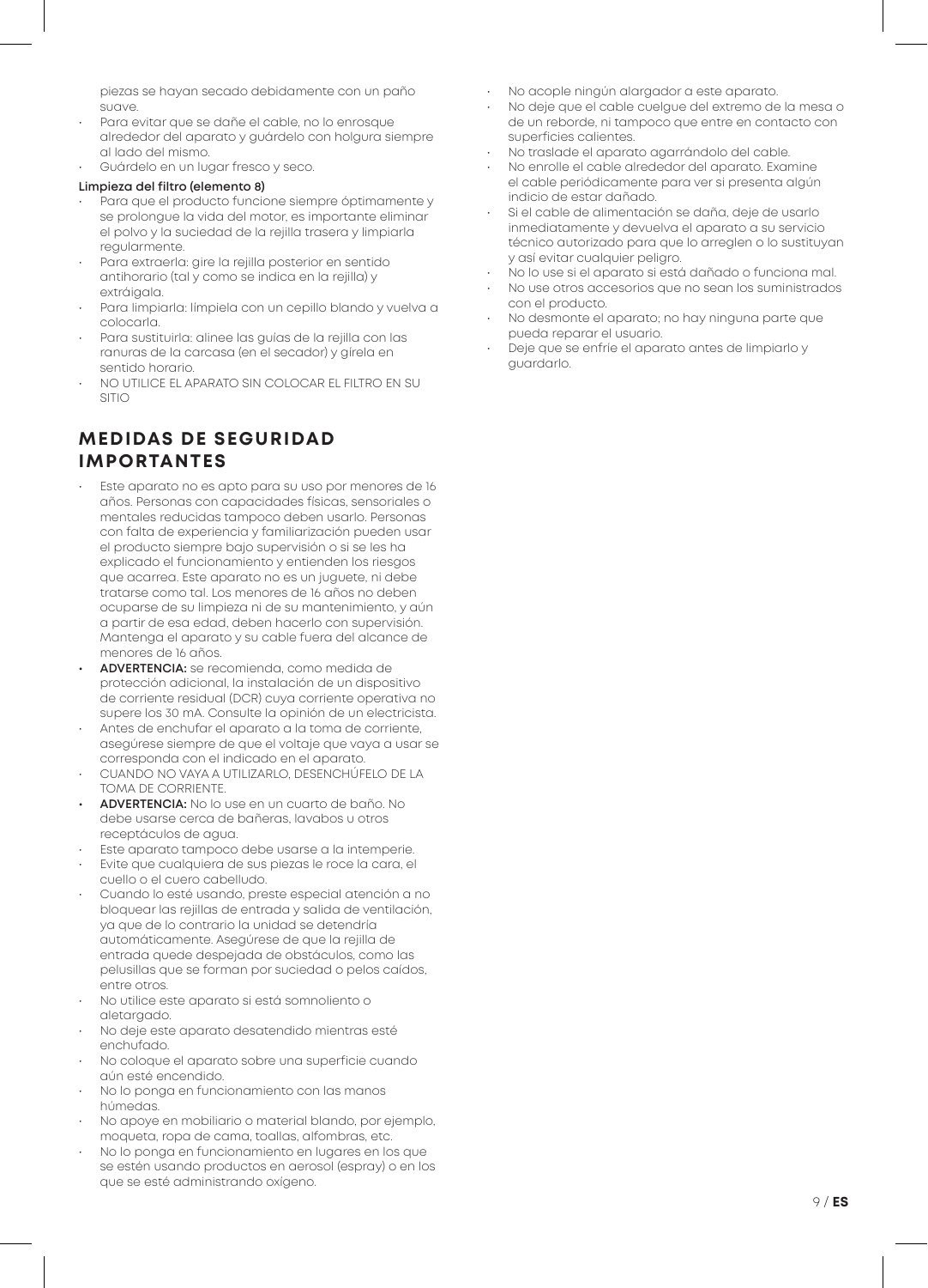piezas se hayan secado debidamente con un paño suave.

- Para evitar que se dañe el cable, no lo enrosque alrededor del aparato y guárdelo con holgura siempre al lado del mismo.
- Guárdelo en un lugar fresco y seco.

**Limpieza del filtro (elemento 8)**

- Para que el producto funcione siempre óptimamente y se prolongue la vida del motor, es importante eliminar el polvo y la suciedad de la rejilla trasera y limpiarla regularmente.
- Para extraerla: gire la rejilla posterior en sentido antihorario (tal y como se indica en la rejilla) y extráigala.
- Para limpiarla: límpiela con un cepillo blando y vuelva a colocarla.
- Para sustituirla: alinee las guías de la rejilla con las ranuras de la carcasa (en el secador) y gírela en sentido horario.
- NO UTILICE EL APARATO SIN COLOCAR EL FILTRO EN SU SITIO

## MEDIDAS DE SEGURIDAD IMPORTANTES

- Este aparato no es apto para su uso por menores de 16 años. Personas con capacidades físicas, sensoriales o mentales reducidas tampoco deben usarlo. Personas con falta de experiencia y familiarización pueden usar el producto siempre bajo supervisión o si se les ha explicado el funcionamiento y entienden los riesgos que acarrea. Este aparato no es un juguete, ni debe tratarse como tal. Los menores de 16 años no deben ocuparse de su limpieza ni de su mantenimiento, y aún a partir de esa edad, deben hacerlo con supervisión. Mantenga el aparato y su cable fuera del alcance de menores de 16 años.
- **ADVERTENCIA:** se recomienda, como medida de protección adicional, la instalación de un dispositivo de corriente residual (DCR) cuya corriente operativa no supere los 30 mA. Consulte la opinión de un electricista.
- Antes de enchufar el aparato a la toma de corriente, asegúrese siempre de que el voltaje que vaya a usar se corresponda con el indicado en el aparato.
- CUANDO NO VAYA A UTILIZARLO, DESENCHÚFELO DE LA TOMA DE CORRIENTE.
- **ADVERTENCIA:** No lo use en un cuarto de baño. No debe usarse cerca de bañeras, lavabos u otros receptáculos de agua.
- Este aparato tampoco debe usarse a la intemperie.
- Evite que cualquiera de sus piezas le roce la cara, el cuello o el cuero cabelludo.
- Cuando lo esté usando, preste especial atención a no bloquear las rejillas de entrada y salida de ventilación, ya que de lo contrario la unidad se detendría automáticamente. Asegúrese de que la rejilla de entrada quede despejada de obstáculos, como las pelusillas que se forman por suciedad o pelos caídos, entre otros.
- No utilice este aparato si está somnoliento o aletargado.
- No deje este aparato desatendido mientras esté enchufado.
- No coloque el aparato sobre una superficie cuando aún esté encendido.
- No lo ponga en funcionamiento con las manos húmedas.
- No apoye en mobiliario o material blando, por ejemplo, moqueta, ropa de cama, toallas, alfombras, etc.
- No lo ponga en funcionamiento en lugares en los que se estén usando productos en aerosol (espray) o en los que se esté administrando oxígeno.
- No acople ningún alargador a este aparato.
- No deje que el cable cuelgue del extremo de la mesa o de un reborde, ni tampoco que entre en contacto con superficies calientes.
- No traslade el aparato agarrándolo del cable.
- No enrolle el cable alrededor del aparato. Examine el cable periódicamente para ver si presenta algún indicio de estar dañado.
- Si el cable de alimentación se daña, deje de usarlo inmediatamente y devuelva el aparato a su servicio técnico autorizado para que lo arreglen o lo sustituyan y así evitar cualquier peligro.
- No lo use si el aparato si está dañado o funciona mal.
- No use otros accesorios que no sean los suministrados con el producto.
- No desmonte el aparato; no hay ninguna parte que pueda reparar el usuario.
- Deje que se enfríe el aparato antes de limpiarlo y guardarlo.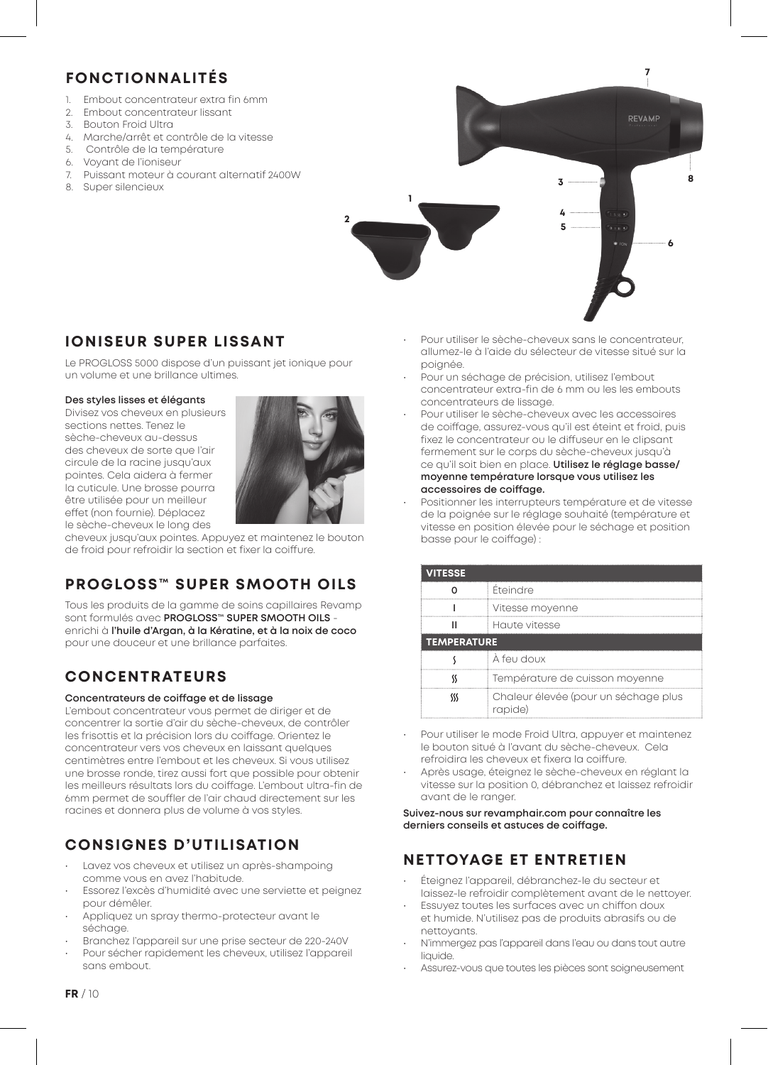## FONCTIONNALITÉS

1. Embout concentrateur extra fin 6mm
2. Embout concentrateur lissant
3. Bouton Froid Ultra
4. Marche/arrêt et contrôle de la vitesse
5. Contrôle de la température
6. Voyant de l'ioniseur
7. Puissant moteur à courant alternatif 2400W
8. Super silencieux

## IONISEUR SUPER LISSANT

Le PROGLOSS 5000 dispose d'un puissant jet ionique pour un volume et une brillance ultimes.

**Des styles lisses et élégants**

Divisez vos cheveux en plusieurs sections nettes. Tenez le sèche-cheveux au-dessus des cheveux de sorte que l'air circule de la racine jusqu'aux pointes. Cela aidera à fermer la cuticule. Une brosse pourra être utilisée pour un meilleur effet (non fournie). Déplacez le sèche-cheveux le long des cheveux jusqu'aux pointes. Appuyez et maintenez le bouton de froid pour refroidir la section et fixer la coiffure.

## PROGLOSS™ SUPER SMOOTH OILS

Tous les produits de la gamme de soins capillaires Revamp sont formulés avec **PROGLOSS™ SUPER SMOOTH OILS** - enrichi à **l'huile d'Argan, à la Kératine, et à la noix de coco** pour une douceur et une brillance parfaites.

## CONCENTRATEURS

**Concentrateurs de coiffage et de lissage**

L'embout concentrateur vous permet de diriger et de concentrer la sortie d'air du sèche-cheveux, de contrôler les frisottis et la précision lors du coiffage. Orientez le concentrateur vers vos cheveux en laissant quelques centimètres entre l'embout et les cheveux. Si vous utilisez une brosse ronde, tirez aussi fort que possible pour obtenir les meilleurs résultats lors du coiffage. L'embout ultra-fin de 6mm permet de souffler de l'air chaud directement sur les racines et donnera plus de volume à vos styles.

## CONSIGNES D'UTILISATION

- Lavez vos cheveux et utilisez un après-shampoing comme vous en avez l'habitude.
- Essorez l'excès d'humidité avec une serviette et peignez pour démêler.
- Appliquez un spray thermo-protecteur avant le séchage.
- Branchez l'appareil sur une prise secteur de 220-240V
- Pour sécher rapidement les cheveux, utilisez l'appareil sans embout.
- Pour utiliser le sèche-cheveux sans le concentrateur, allumez-le à l'aide du sélecteur de vitesse situé sur la poignée.
- Pour un séchage de précision, utilisez l'embout concentrateur extra-fin de 6 mm ou les les embouts concentrateurs de lissage.
- Pour utiliser le sèche-cheveux avec les accessoires de coiffage, assurez-vous qu'il est éteint et froid, puis fixez le concentrateur ou le diffuseur en le clipsant fermement sur le corps du sèche-cheveux jusqu'à ce qu'il soit bien en place. **Utilisez le réglage basse/moyenne température lorsque vous utilisez les accessoires de coiffage.**
- Positionner les interrupteurs température et de vitesse de la poignée sur le réglage souhaité (température et vitesse en position élevée pour le séchage et position basse pour le coiffage) :

| VITESSE | |
|---|---|
| 0 | Éteindre |
| I | Vitesse moyenne |
| II | Haute vitesse |
| **TEMPERATURE** | |
| ʃ | À feu doux |
| ʃʃ | Température de cuisson moyenne |
| ʃʃʃ | Chaleur élevée (pour un séchage plus rapide) |

- Pour utiliser le mode Froid Ultra, appuyer et maintenez le bouton situé à l'avant du sèche-cheveux. Cela refroidira les cheveux et fixera la coiffure.
- Après usage, éteignez le sèche-cheveux en réglant la vitesse sur la position 0, débranchez et laissez refroidir avant de le ranger.

**Suivez-nous sur revamphair.com pour connaître les derniers conseils et astuces de coiffage.**

## NETTOYAGE ET ENTRETIEN

- Éteignez l'appareil, débranchez-le du secteur et laissez-le refroidir complètement avant de le nettoyer.
- Essuyez toutes les surfaces avec un chiffon doux et humide. N'utilisez pas de produits abrasifs ou de nettoyants.
- N'immergez pas l'appareil dans l'eau ou dans tout autre liquide.
- Assurez-vous que toutes les pièces sont soigneusement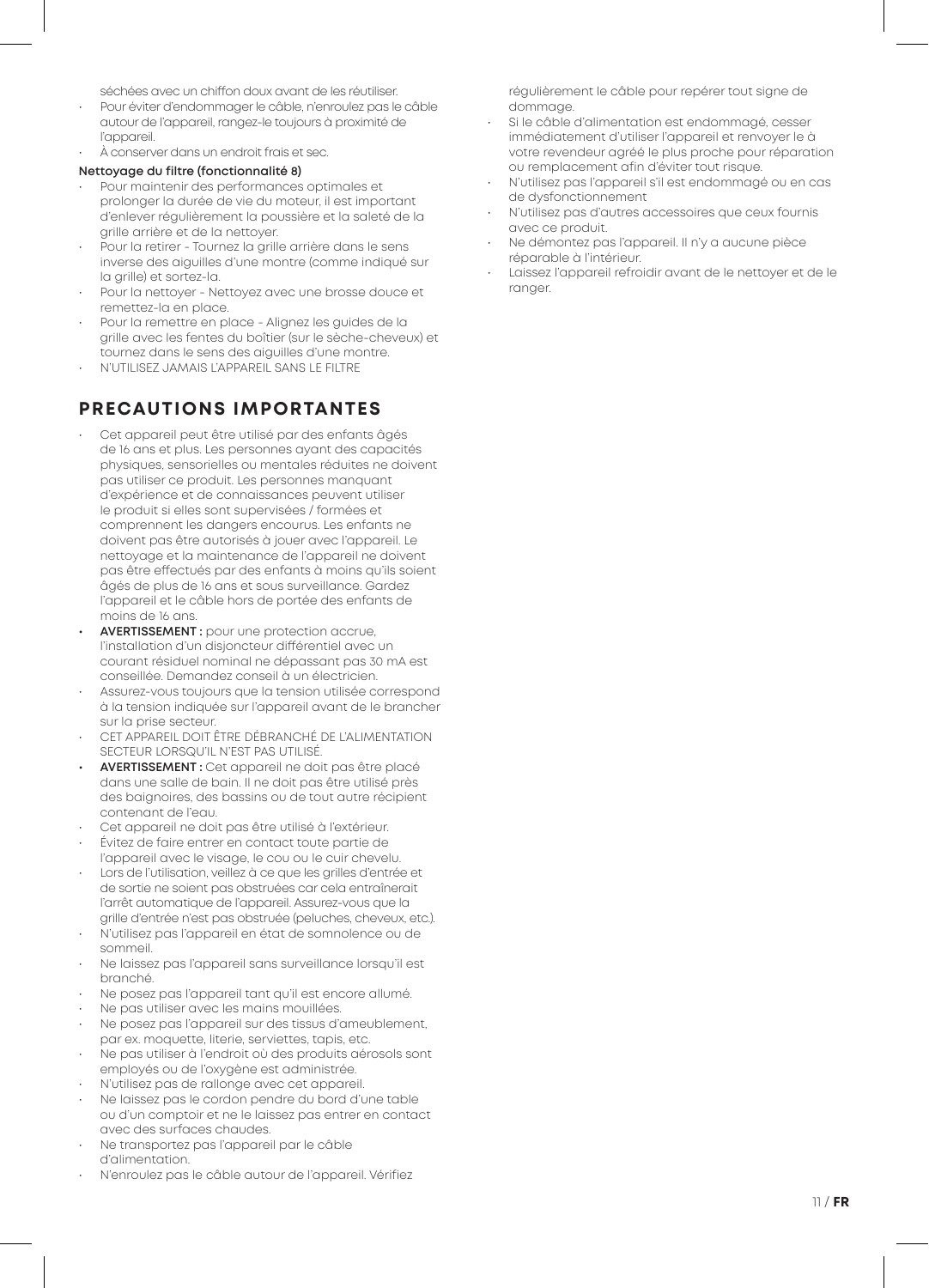séchées avec un chiffon doux avant de les réutiliser.

- Pour éviter d'endommager le câble, n'enroulez pas le câble autour de l'appareil, rangez-le toujours à proximité de l'appareil.
- À conserver dans un endroit frais et sec.

**Nettoyage du filtre (fonctionnalité 8)**

- Pour maintenir des performances optimales et prolonger la durée de vie du moteur, il est important d'enlever régulièrement la poussière et la saleté de la grille arrière et de la nettoyer.
- Pour la retirer - Tournez la grille arrière dans le sens inverse des aiguilles d'une montre (comme indiqué sur la grille) et sortez-la.
- Pour la nettoyer - Nettoyez avec une brosse douce et remettez-la en place.
- Pour la remettre en place - Alignez les guides de la grille avec les fentes du boîtier (sur le sèche-cheveux) et tournez dans le sens des aiguilles d'une montre.
- N'UTILISEZ JAMAIS L'APPAREIL SANS LE FILTRE

## PRECAUTIONS IMPORTANTES

- Cet appareil peut être utilisé par des enfants âgés de 16 ans et plus. Les personnes ayant des capacités physiques, sensorielles ou mentales réduites ne doivent pas utiliser ce produit. Les personnes manquant d'expérience et de connaissances peuvent utiliser le produit si elles sont supervisées / formées et comprennent les dangers encourus. Les enfants ne doivent pas être autorisés à jouer avec l'appareil. Le nettoyage et la maintenance de l'appareil ne doivent pas être effectués par des enfants à moins qu'ils soient âgés de plus de 16 ans et sous surveillance. Gardez l'appareil et le câble hors de portée des enfants de moins de 16 ans.
- **AVERTISSEMENT :** pour une protection accrue, l'installation d'un disjoncteur différentiel avec un courant résiduel nominal ne dépassant pas 30 mA est conseillée. Demandez conseil à un électricien.
- Assurez-vous toujours que la tension utilisée correspond à la tension indiquée sur l'appareil avant de le brancher sur la prise secteur.
- CET APPAREIL DOIT ÊTRE DÉBRANCHÉ DE L'ALIMENTATION SECTEUR LORSQU'IL N'EST PAS UTILISÉ.
- **AVERTISSEMENT :** Cet appareil ne doit pas être placé dans une salle de bain. Il ne doit pas être utilisé près des baignoires, des bassins ou de tout autre récipient contenant de l'eau.
- Cet appareil ne doit pas être utilisé à l'extérieur.
- Évitez de faire entrer en contact toute partie de l'appareil avec le visage, le cou ou le cuir chevelu.
- Lors de l'utilisation, veillez à ce que les grilles d'entrée et de sortie ne soient pas obstruées car cela entraînerait l'arrêt automatique de l'appareil. Assurez-vous que la grille d'entrée n'est pas obstruée (peluches, cheveux, etc.).
- N'utilisez pas l'appareil en état de somnolence ou de sommeil.
- Ne laissez pas l'appareil sans surveillance lorsqu'il est branché.
- Ne posez pas l'appareil tant qu'il est encore allumé.
- Ne pas utiliser avec les mains mouillées.
- Ne posez pas l'appareil sur des tissus d'ameublement, par ex. moquette, literie, serviettes, tapis, etc.
- Ne pas utiliser à l'endroit où des produits aérosols sont employés ou de l'oxygène est administrée.
- N'utilisez pas de rallonge avec cet appareil.
- Ne laissez pas le cordon pendre du bord d'une table ou d'un comptoir et ne le laissez pas entrer en contact avec des surfaces chaudes.
- Ne transportez pas l'appareil par le câble d'alimentation.
- N'enroulez pas le câble autour de l'appareil. Vérifiez régulièrement le câble pour repérer tout signe de dommage.
- Si le câble d'alimentation est endommagé, cesser immédiatement d'utiliser l'appareil et renvoyer le à votre revendeur agréé le plus proche pour réparation ou remplacement afin d'éviter tout risque.
- N'utilisez pas l'appareil s'il est endommagé ou en cas de dysfonctionnement
- N'utilisez pas d'autres accessoires que ceux fournis avec ce produit.
- Ne démontez pas l'appareil. Il n'y a aucune pièce réparable à l'intérieur.
- Laissez l'appareil refroidir avant de le nettoyer et de le ranger.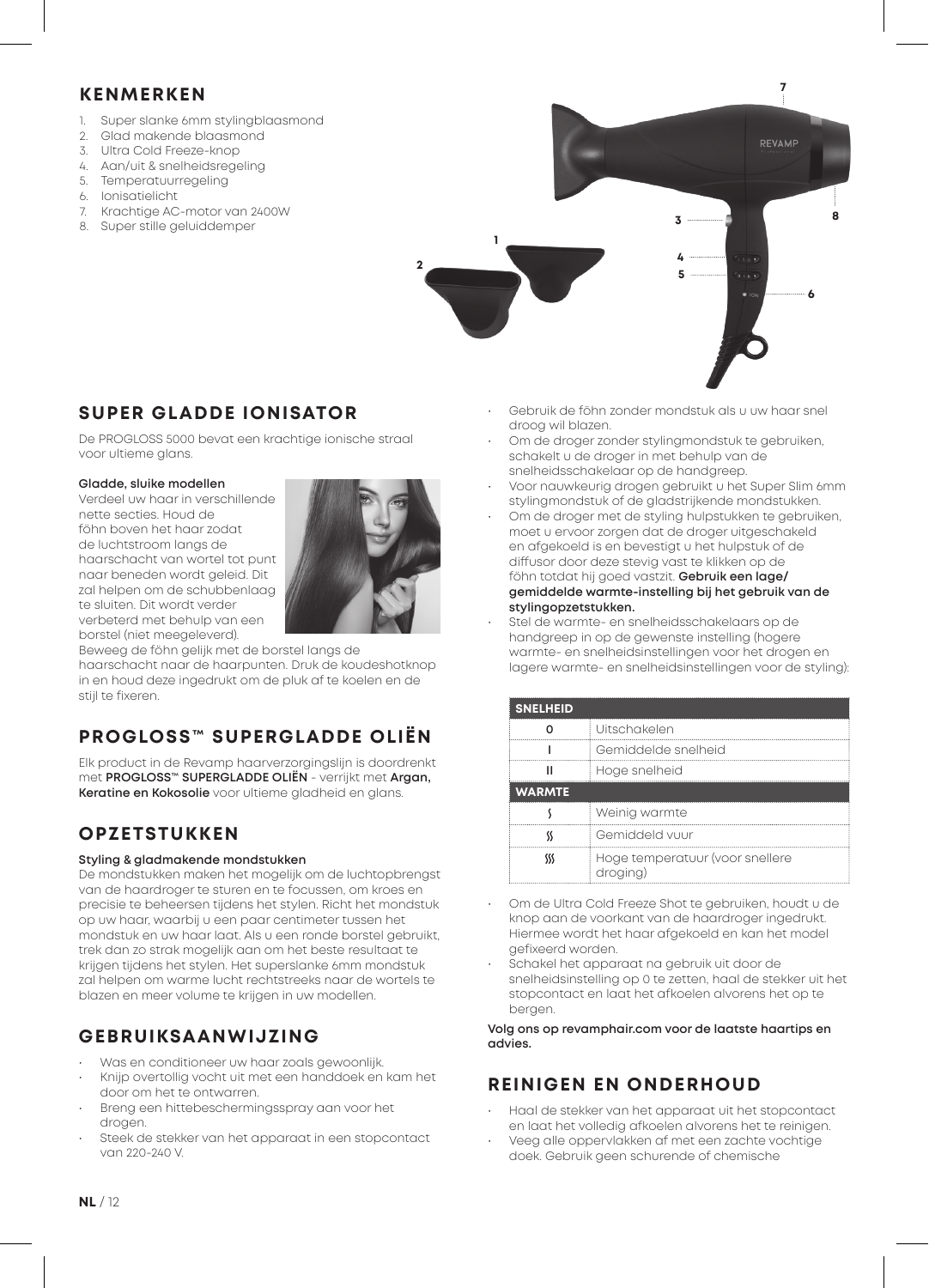## KENMERKEN

1. Super slanke 6mm stylingblaasmond
2. Glad makende blaasmond
3. Ultra Cold Freeze-knop
4. Aan/uit & snelheidsregeling
5. Temperatuurregeling
6. Ionisatielicht
7. Krachtige AC-motor van 2400W
8. Super stille geluiddemper

## SUPER GLADDE IONISATOR

De PROGLOSS 5000 bevat een krachtige ionische straal voor ultieme glans.

**Gladde, sluike modellen**
Verdeel uw haar in verschillende nette secties. Houd de föhn boven het haar zodat de luchtstroom langs de haarschacht van wortel tot punt naar beneden wordt geleid. Dit zal helpen om de schubbenlaag te sluiten. Dit wordt verder verbeterd met behulp van een borstel (niet meegeleverd). Beweeg de föhn gelijk met de borstel langs de haarschacht naar de haarpunten. Druk de koudeshotknop in en houd deze ingedrukt om de pluk af te koelen en de stijl te fixeren.

## PROGLOSS™ SUPERGLADDE OLIËN

Elk product in de Revamp haarverzorgingslijn is doordrenkt met **PROGLOSS™ SUPERGLADDE OLIËN** - verrijkt met **Argan, Keratine en Kokosolie** voor ultieme gladheid en glans.

## OPZETSTUKKEN

**Styling & gladmakende mondstukken**
De mondstukken maken het mogelijk om de luchtopbrengst van de haardroger te sturen en te focussen, om kroes en precisie te beheersen tijdens het stylen. Richt het mondstuk op uw haar, waarbij u een paar centimeter tussen het mondstuk en uw haar laat. Als u een ronde borstel gebruikt, trek dan zo strak mogelijk aan om het beste resultaat te krijgen tijdens het stylen. Het superslanke 6mm mondstuk zal helpen om warme lucht rechtstreeks naar de wortels te blazen en meer volume te krijgen in uw modellen.

## GEBRUIKSAANWIJZING

- Was en conditioneer uw haar zoals gewoonlijk.
- Knijp overtollig vocht uit met een handdoek en kam het door om het te ontwarren.
- Breng een hittebeschermingsspray aan voor het drogen.
- Steek de stekker van het apparaat in een stopcontact van 220-240 V.
- Gebruik de föhn zonder mondstuk als u uw haar snel droog wil blazen.
- Om de droger zonder stylingmondstuk te gebruiken, schakelt u de droger in met behulp van de snelheidsschakelaar op de handgreep.
- Voor nauwkeurig drogen gebruikt u het Super Slim 6mm stylingmondstuk of de gladstrijkende mondstukken.
- Om de droger met de styling hulpstukken te gebruiken, moet u ervoor zorgen dat de droger uitgeschakeld en afgekoeld is en bevestigt u het hulpstuk of de diffusor door deze stevig vast te klikken op de föhn totdat hij goed vastzit. **Gebruik een lage/ gemiddelde warmte-instelling bij het gebruik van de stylingopzetstukken.**
- Stel de warmte- en snelheidsschakelaars op de handgreep in op de gewenste instelling (hogere warmte- en snelheidsinstellingen voor het drogen en lagere warmte- en snelheidsinstellingen voor de styling):

| SNELHEID | |
|---|---|
| 0 | Uitschakelen |
| I | Gemiddelde snelheid |
| II | Hoge snelheid |
| **WARMTE** | |
| ʃ | Weinig warmte |
| ʃʃ | Gemiddeld vuur |
| ʃʃʃ | Hoge temperatuur (voor snellere droging) |

- Om de Ultra Cold Freeze Shot te gebruiken, houdt u de knop aan de voorkant van de haardroger ingedrukt. Hiermee wordt het haar afgekoeld en kan het model gefixeerd worden.
- Schakel het apparaat na gebruik uit door de snelheidsinstelling op 0 te zetten, haal de stekker uit het stopcontact en laat het afkoelen alvorens het op te bergen.

**Volg ons op revamphair.com voor de laatste haartips en advies.**

## REINIGEN EN ONDERHOUD

- Haal de stekker van het apparaat uit het stopcontact en laat het volledig afkoelen alvorens het te reinigen.
- Veeg alle oppervlakken af met een zachte vochtige doek. Gebruik geen schurende of chemische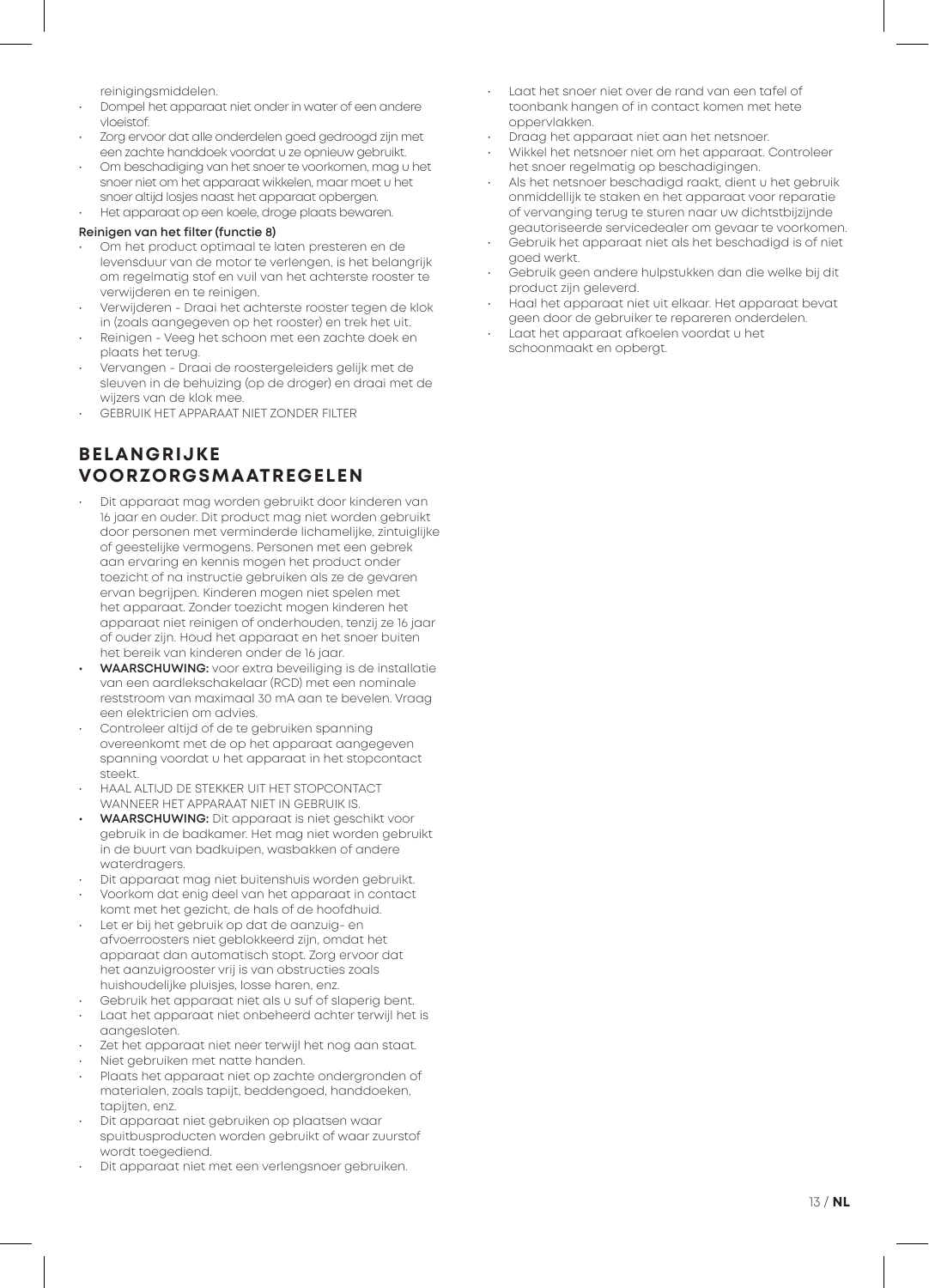reinigingsmiddelen.

- Dompel het apparaat niet onder in water of een andere vloeistof.
- Zorg ervoor dat alle onderdelen goed gedroogd zijn met een zachte handdoek voordat u ze opnieuw gebruikt.
- Om beschadiging van het snoer te voorkomen, mag u het snoer niet om het apparaat wikkelen, maar moet u het snoer altijd losjes naast het apparaat opbergen.
- Het apparaat op een koele, droge plaats bewaren.

**Reinigen van het filter (functie 8)**

- Om het product optimaal te laten presteren en de levensduur van de motor te verlengen, is het belangrijk om regelmatig stof en vuil van het achterste rooster te verwijderen en te reinigen.
- Verwijderen - Draai het achterste rooster tegen de klok in (zoals aangegeven op het rooster) en trek het uit.
- Reinigen - Veeg het schoon met een zachte doek en plaats het terug.
- Vervangen - Draai de roostergeleiders gelijk met de sleuven in de behuizing (op de droger) en draai met de wijzers van de klok mee.
- GEBRUIK HET APPARAAT NIET ZONDER FILTER

## BELANGRIJKE VOORZORGSMAATREGELEN

- Dit apparaat mag worden gebruikt door kinderen van 16 jaar en ouder. Dit product mag niet worden gebruikt door personen met verminderde lichamelijke, zintuiglijke of geestelijke vermogens. Personen met een gebrek aan ervaring en kennis mogen het product onder toezicht of na instructie gebruiken als ze de gevaren ervan begrijpen. Kinderen mogen niet spelen met het apparaat. Zonder toezicht mogen kinderen het apparaat niet reinigen of onderhouden, tenzij ze 16 jaar of ouder zijn. Houd het apparaat en het snoer buiten het bereik van kinderen onder de 16 jaar.
- **WAARSCHUWING:** voor extra beveiliging is de installatie van een aardlekschakelaar (RCD) met een nominale reststroom van maximaal 30 mA aan te bevelen. Vraag een elektricien om advies.
- Controleer altijd of de te gebruiken spanning overeenkomt met de op het apparaat aangegeven spanning voordat u het apparaat in het stopcontact steekt.
- HAAL ALTIJD DE STEKKER UIT HET STOPCONTACT WANNEER HET APPARAAT NIET IN GEBRUIK IS.
- **WAARSCHUWING:** Dit apparaat is niet geschikt voor gebruik in de badkamer. Het mag niet worden gebruikt in de buurt van badkuipen, wasbakken of andere waterdragers.
- Dit apparaat mag niet buitenshuis worden gebruikt.
- Voorkom dat enig deel van het apparaat in contact komt met het gezicht, de hals of de hoofdhuid.
- Let er bij het gebruik op dat de aanzuig- en afvoerroosters niet geblokkeerd zijn, omdat het apparaat dan automatisch stopt. Zorg ervoor dat het aanzuigrooster vrij is van obstructies zoals huishoudelijke pluisjes, losse haren, enz.
- Gebruik het apparaat niet als u suf of slaperig bent.
- Laat het apparaat niet onbeheerd achter terwijl het is aangesloten.
- Zet het apparaat niet neer terwijl het nog aan staat.
- Niet gebruiken met natte handen.
- Plaats het apparaat niet op zachte ondergronden of materialen, zoals tapijt, beddengoed, handdoeken, tapijten, enz.
- Dit apparaat niet gebruiken op plaatsen waar spuitbusproducten worden gebruikt of waar zuurstof wordt toegediend.
- Dit apparaat niet met een verlengsnoer gebruiken.
- Laat het snoer niet over de rand van een tafel of toonbank hangen of in contact komen met hete oppervlakken.
- Draag het apparaat niet aan het netsnoer.
- Wikkel het netsnoer niet om het apparaat. Controleer het snoer regelmatig op beschadigingen.
- Als het netsnoer beschadigd raakt, dient u het gebruik onmiddellijk te staken en het apparaat voor reparatie of vervanging terug te sturen naar uw dichtstbijzijnde geautoriseerde servicedealer om gevaar te voorkomen.
- Gebruik het apparaat niet als het beschadigd is of niet goed werkt.
- Gebruik geen andere hulpstukken dan die welke bij dit product zijn geleverd.
- Haal het apparaat niet uit elkaar. Het apparaat bevat geen door de gebruiker te repareren onderdelen.
- Laat het apparaat afkoelen voordat u het schoonmaakt en opbergt.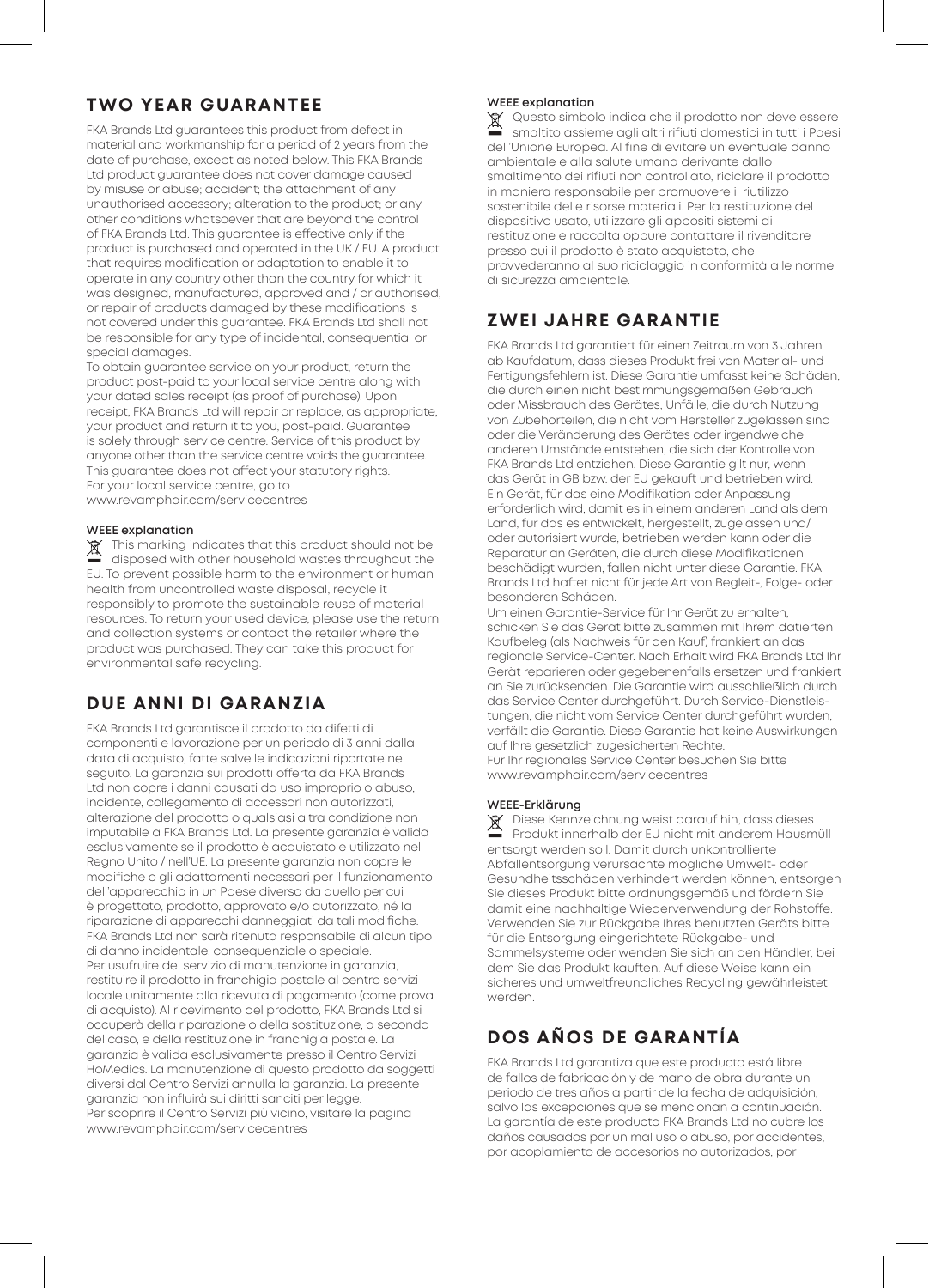## TWO YEAR GUARANTEE

FKA Brands Ltd guarantees this product from defect in material and workmanship for a period of 2 years from the date of purchase, except as noted below. This FKA Brands Ltd product guarantee does not cover damage caused by misuse or abuse; accident; the attachment of any unauthorised accessory; alteration to the product; or any other conditions whatsoever that are beyond the control of FKA Brands Ltd. This guarantee is effective only if the product is purchased and operated in the UK / EU. A product that requires modification or adaptation to enable it to operate in any country other than the country for which it was designed, manufactured, approved and / or authorised, or repair of products damaged by these modifications is not covered under this guarantee. FKA Brands Ltd shall not be responsible for any type of incidental, consequential or special damages.

To obtain guarantee service on your product, return the product post-paid to your local service centre along with your dated sales receipt (as proof of purchase). Upon receipt, FKA Brands Ltd will repair or replace, as appropriate, your product and return it to you, post-paid. Guarantee is solely through service centre. Service of this product by anyone other than the service centre voids the guarantee. This guarantee does not affect your statutory rights.
For your local service centre, go to www.revamphair.com/servicecentres

**WEEE explanation**

This marking indicates that this product should not be disposed with other household wastes throughout the EU. To prevent possible harm to the environment or human health from uncontrolled waste disposal, recycle it responsibly to promote the sustainable reuse of material resources. To return your used device, please use the return and collection systems or contact the retailer where the product was purchased. They can take this product for environmental safe recycling.

## DUE ANNI DI GARANZIA

FKA Brands Ltd garantisce il prodotto da difetti di componenti e lavorazione per un periodo di 3 anni dalla data di acquisto, fatte salve le indicazioni riportate nel seguito. La garanzia sui prodotti offerta da FKA Brands Ltd non copre i danni causati da uso improprio o abuso, incidente, collegamento di accessori non autorizzati, alterazione del prodotto o qualsiasi altra condizione non imputabile a FKA Brands Ltd. La presente garanzia è valida esclusivamente se il prodotto è acquistato e utilizzato nel Regno Unito / nell'UE. La presente garanzia non copre le modifiche o gli adattamenti necessari per il funzionamento dell'apparecchio in un Paese diverso da quello per cui è progettato, prodotto, approvato e/o autorizzato, né la riparazione di apparecchi danneggiati da tali modifiche. FKA Brands Ltd non sarà ritenuta responsabile di alcun tipo di danno incidentale, consequenziale o speciale.
Per usufruire del servizio di manutenzione in garanzia, restituire il prodotto in franchigia postale al centro servizi locale unitamente alla ricevuta di pagamento (come prova di acquisto). Al ricevimento del prodotto, FKA Brands Ltd si occuperà della riparazione o della sostituzione, a seconda del caso, e della restituzione in franchigia postale. La garanzia è valida esclusivamente presso il Centro Servizi HoMedics. La manutenzione di questo prodotto da soggetti diversi dal Centro Servizi annulla la garanzia. La presente garanzia non influirà sui diritti sanciti per legge.
Per scoprire il Centro Servizi più vicino, visitare la pagina www.revamphair.com/servicecentres

**WEEE explanation**

Questo simbolo indica che il prodotto non deve essere smaltito assieme agli altri rifiuti domestici in tutti i Paesi dell'Unione Europea. Al fine di evitare un eventuale danno ambientale e alla salute umana derivante dallo smaltimento dei rifiuti non controllato, riciclare il prodotto in maniera responsabile per promuovere il riutilizzo sostenibile delle risorse materiali. Per la restituzione del dispositivo usato, utilizzare gli appositi sistemi di restituzione e raccolta oppure contattare il rivenditore presso cui il prodotto è stato acquistato, che provvederanno al suo riciclaggio in conformità alle norme di sicurezza ambientale.

## ZWEI JAHRE GARANTIE

FKA Brands Ltd garantiert für einen Zeitraum von 3 Jahren ab Kaufdatum, dass dieses Produkt frei von Material- und Fertigungsfehlern ist. Diese Garantie umfasst keine Schäden, die durch einen nicht bestimmungsgemäßen Gebrauch oder Missbrauch des Gerätes, Unfälle, die durch Nutzung von Zubehörteilen, die nicht vom Hersteller zugelassen sind oder die Veränderung des Gerätes oder irgendwelche anderen Umstände entstehen, die sich der Kontrolle von FKA Brands Ltd entziehen. Diese Garantie gilt nur, wenn das Gerät in GB bzw. der EU gekauft und betrieben wird. Ein Gerät, für das eine Modifikation oder Anpassung erforderlich wird, damit es in einem anderen Land als dem Land, für das es entwickelt, hergestellt, zugelassen und/oder autorisiert wurde, betrieben werden kann oder die Reparatur an Geräten, die durch diese Modifikationen beschädigt wurden, fallen nicht unter diese Garantie. FKA Brands Ltd haftet nicht für jede Art von Begleit-, Folge- oder besonderen Schäden.
Um einen Garantie-Service für Ihr Gerät zu erhalten, schicken Sie das Gerät bitte zusammen mit Ihrem datierten Kaufbeleg (als Nachweis für den Kauf) frankiert an das regionale Service-Center. Nach Erhalt wird FKA Brands Ltd Ihr Gerät reparieren oder gegebenenfalls ersetzen und frankiert an Sie zurücksenden. Die Garantie wird ausschließlich durch das Service Center durchgeführt. Durch Service-Dienstleistungen, die nicht vom Service Center durchgeführt wurden, verfällt die Garantie. Diese Garantie hat keine Auswirkungen auf Ihre gesetzlich zugesicherten Rechte.
Für Ihr regionales Service Center besuchen Sie bitte www.revamphair.com/servicecentres

**WEEE-Erklärung**

Diese Kennzeichnung weist darauf hin, dass dieses Produkt innerhalb der EU nicht mit anderem Hausmüll entsorgt werden soll. Damit durch unkontrollierte Abfallentsorgung verursachte mögliche Umwelt- oder Gesundheitsschäden verhindert werden können, entsorgen Sie dieses Produkt bitte ordnungsgemäß und fördern Sie damit eine nachhaltige Wiederverwendung der Rohstoffe. Verwenden Sie zur Rückgabe Ihres benutzten Geräts bitte für die Entsorgung eingerichtete Rückgabe- und Sammelsysteme oder wenden Sie sich an den Händler, bei dem Sie das Produkt kauften. Auf diese Weise kann ein sicheres und umweltfreundliches Recycling gewährleistet werden.

## DOS AÑOS DE GARANTÍA

FKA Brands Ltd garantiza que este producto está libre de fallos de fabricación y de mano de obra durante un periodo de tres años a partir de la fecha de adquisición, salvo las excepciones que se mencionan a continuación. La garantía de este producto FKA Brands Ltd no cubre los daños causados por un mal uso o abuso, por accidentes, por acoplamiento de accesorios no autorizados, por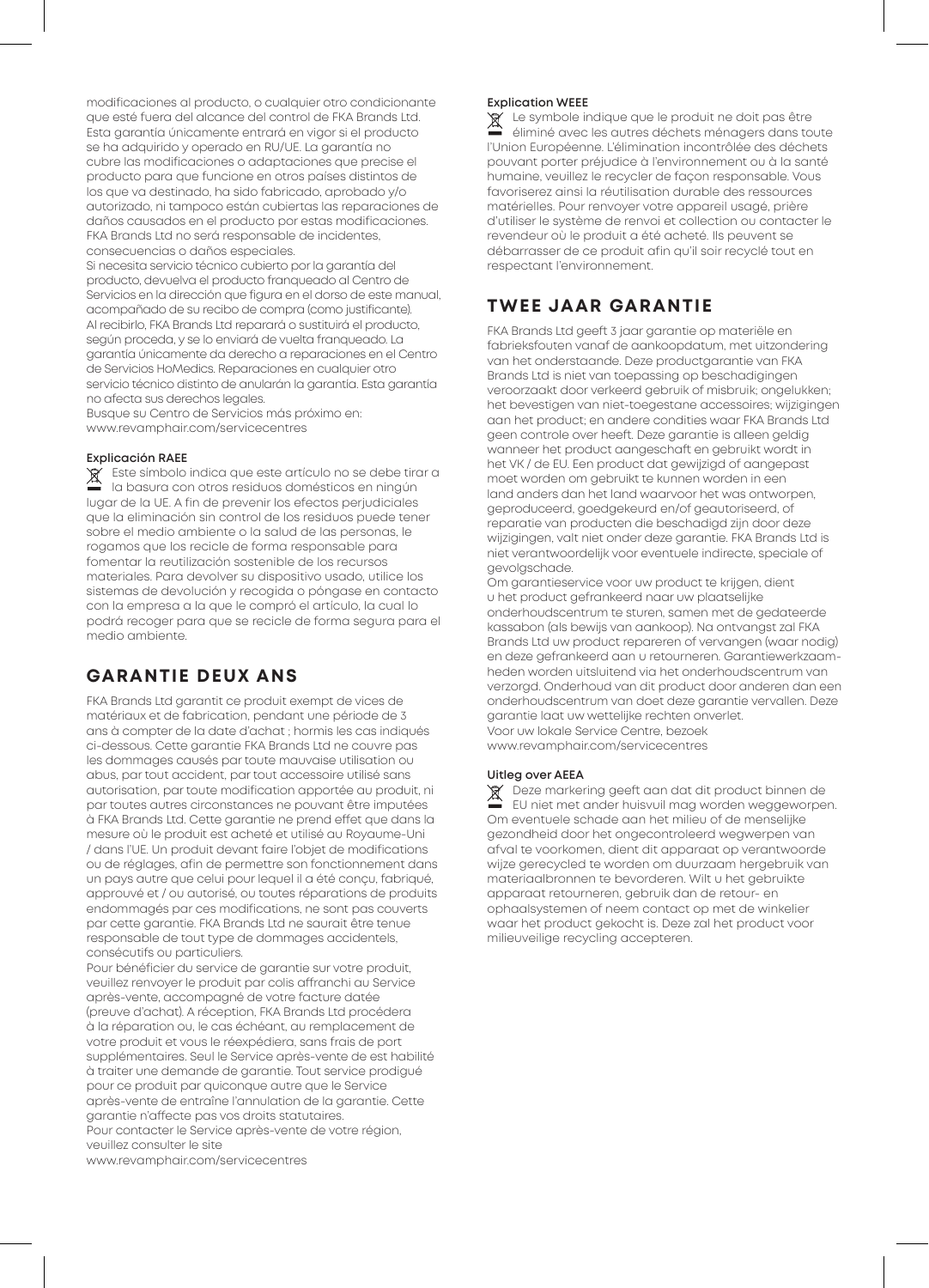modificaciones al producto, o cualquier otro condicionante que esté fuera del alcance del control de FKA Brands Ltd. Esta garantía únicamente entrará en vigor si el producto se ha adquirido y operado en RU/UE. La garantía no cubre las modificaciones o adaptaciones que precise el producto para que funcione en otros países distintos de los que va destinado, ha sido fabricado, aprobado y/o autorizado, ni tampoco están cubiertas las reparaciones de daños causados en el producto por estas modificaciones. FKA Brands Ltd no será responsable de incidentes, consecuencias o daños especiales.

Si necesita servicio técnico cubierto por la garantía del producto, devuelva el producto franqueado al Centro de Servicios en la dirección que figura en el dorso de este manual, acompañado de su recibo de compra (como justificante). Al recibirlo, FKA Brands Ltd reparará o sustituirá el producto, según proceda, y se lo enviará de vuelta franqueado. La garantía únicamente da derecho a reparaciones en el Centro de Servicios HoMedics. Reparaciones en cualquier otro servicio técnico distinto de anularán la garantía. Esta garantía no afecta sus derechos legales.

Busque su Centro de Servicios más próximo en: www.revamphair.com/servicecentres

**Explicación RAEE**

Este símbolo indica que este artículo no se debe tirar a la basura con otros residuos domésticos en ningún lugar de la UE. A fin de prevenir los efectos perjudiciales que la eliminación sin control de los residuos puede tener sobre el medio ambiente o la salud de las personas, le rogamos que los recicle de forma responsable para fomentar la reutilización sostenible de los recursos materiales. Para devolver su dispositivo usado, utilice los sistemas de devolución y recogida o póngase en contacto con la empresa a la que le compró el artículo, la cual lo podrá recoger para que se recicle de forma segura para el medio ambiente.

## GARANTIE DEUX ANS

FKA Brands Ltd garantit ce produit exempt de vices de matériaux et de fabrication, pendant une période de 3 ans à compter de la date d'achat ; hormis les cas indiqués ci-dessous. Cette garantie FKA Brands Ltd ne couvre pas les dommages causés par toute mauvaise utilisation ou abus, par tout accident, par tout accessoire utilisé sans autorisation, par toute modification apportée au produit, ni par toutes autres circonstances ne pouvant être imputées à FKA Brands Ltd. Cette garantie ne prend effet que dans la mesure où le produit est acheté et utilisé au Royaume-Uni / dans l'UE. Un produit devant faire l'objet de modifications ou de réglages, afin de permettre son fonctionnement dans un pays autre que celui pour lequel il a été conçu, fabriqué, approuvé et / ou autorisé, ou toutes réparations de produits endommagés par ces modifications, ne sont pas couverts par cette garantie. FKA Brands Ltd ne saurait être tenue responsable de tout type de dommages accidentels, consécutifs ou particuliers.

Pour bénéficier du service de garantie sur votre produit, veuillez renvoyer le produit par colis affranchi au Service après-vente, accompagné de votre facture datée (preuve d'achat). A réception, FKA Brands Ltd procédera à la réparation ou, le cas échéant, au remplacement de votre produit et vous le réexpédiera, sans frais de port supplémentaires. Seul le Service après-vente de est habilité à traiter une demande de garantie. Tout service prodigué pour ce produit par quiconque autre que le Service après-vente de entraîne l'annulation de la garantie. Cette garantie n'affecte pas vos droits statutaires.

Pour contacter le Service après-vente de votre région, veuillez consulter le site www.revamphair.com/servicecentres

**Explication WEEE**

Le symbole indique que le produit ne doit pas être éliminé avec les autres déchets ménagers dans toute l'Union Européenne. L'élimination incontrôlée des déchets pouvant porter préjudice à l'environnement ou à la santé humaine, veuillez le recycler de façon responsable. Vous favoriserez ainsi la réutilisation durable des ressources matérielles. Pour renvoyer votre appareil usagé, prière d'utiliser le système de renvoi et collection ou contacter le revendeur où le produit a été acheté. Ils peuvent se débarrasser de ce produit afin qu'il soir recyclé tout en respectant l'environnement.

## TWEE JAAR GARANTIE

FKA Brands Ltd geeft 3 jaar garantie op materiële en fabrieksfouten vanaf de aankoopdatum, met uitzondering van het onderstaande. Deze productgarantie van FKA Brands Ltd is niet van toepassing op beschadigingen veroorzaakt door verkeerd gebruik of misbruik; ongelukken; het bevestigen van niet-toegestane accessoires; wijzigingen aan het product; en andere condities waar FKA Brands Ltd geen controle over heeft. Deze garantie is alleen geldig wanneer het product aangeschaft en gebruikt wordt in het VK / de EU. Een product dat gewijzigd of aangepast moet worden om gebruikt te kunnen worden in een land anders dan het land waarvoor het was ontworpen, geproduceerd, goedgekeurd en/of geautoriseerd, of reparatie van producten die beschadigd zijn door deze wijzigingen, valt niet onder deze garantie. FKA Brands Ltd is niet verantwoordelijk voor eventuele indirecte, speciale of gevolgschade.

Om garantieservice voor uw product te krijgen, dient u het product gefrankeerd naar uw plaatselijke onderhoudscentrum te sturen, samen met de gedateerde kassabon (als bewijs van aankoop). Na ontvangst zal FKA Brands Ltd uw product repareren of vervangen (waar nodig) en deze gefrankeerd aan u retourneren. Garantiewerkzaamheden worden uitsluitend via het onderhoudscentrum van verzorgd. Onderhoud van dit product door anderen dan een onderhoudscentrum van doet deze garantie vervallen. Deze garantie laat uw wettelijke rechten onverlet.

Voor uw lokale Service Centre, bezoek www.revamphair.com/servicecentres

**Uitleg over AEEA**

Deze markering geeft aan dat dit product binnen de EU niet met ander huisvuil mag worden weggeworpen. Om eventuele schade aan het milieu of de menselijke gezondheid door het ongecontroleerd wegwerpen van afval te voorkomen, dient dit apparaat op verantwoorde wijze gerecycled te worden om duurzaam hergebruik van materiaalbronnen te bevorderen. Wilt u het gebruikte apparaat retourneren, gebruik dan de retour- en ophaalsystemen of neem contact op met de winkelier waar het product gekocht is. Deze zal het product voor milieuveilige recycling accepteren.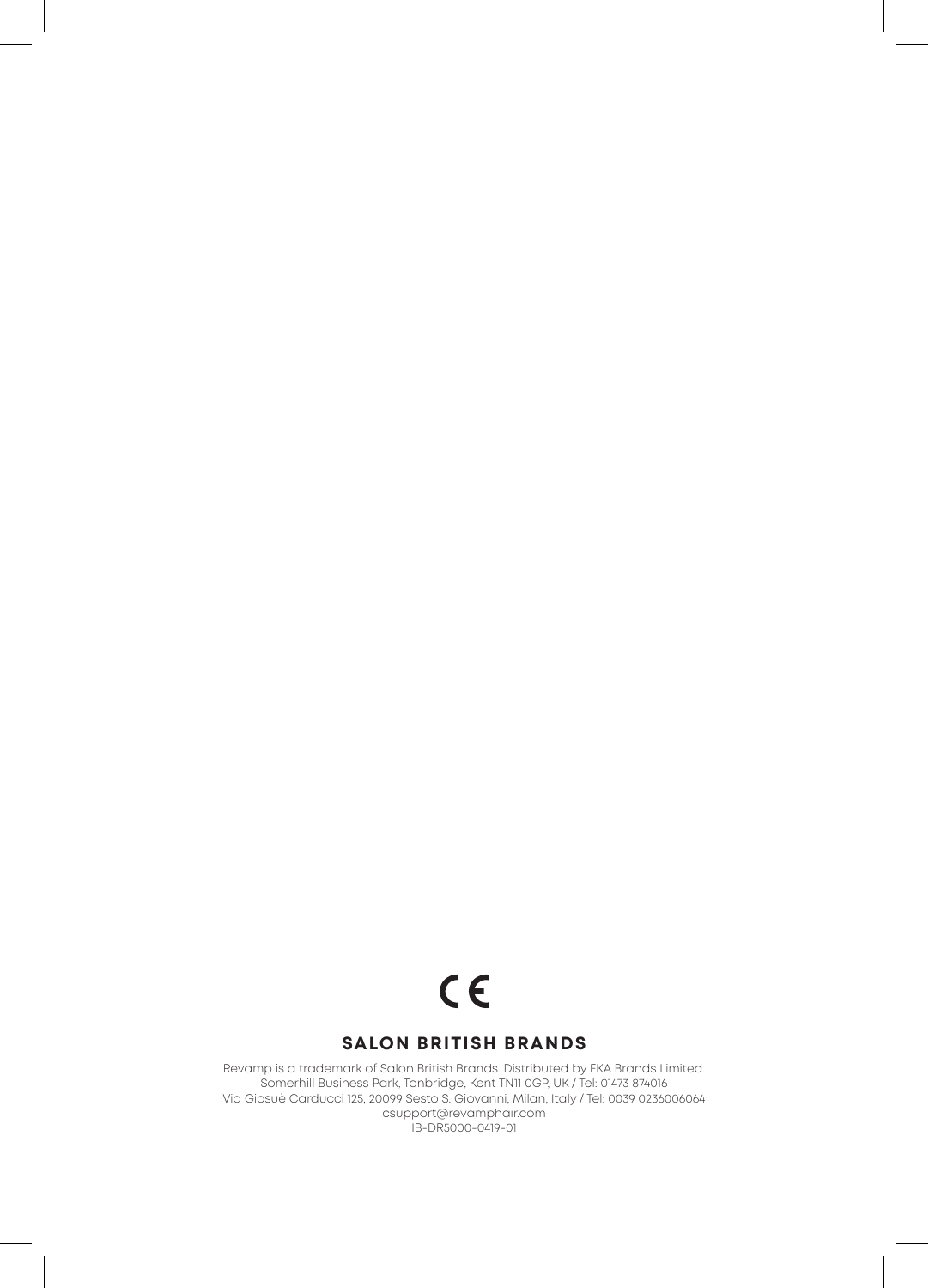CE

**SALON BRITISH BRANDS**

Revamp is a trademark of Salon British Brands. Distributed by FKA Brands Limited.
Somerhill Business Park, Tonbridge, Kent TN11 0GP, UK / Tel: 01473 874016
Via Giosuè Carducci 125, 20099 Sesto S. Giovanni, Milan, Italy / Tel: 0039 0236006064
csupport@revamphair.com
IB-DR5000-0419-01